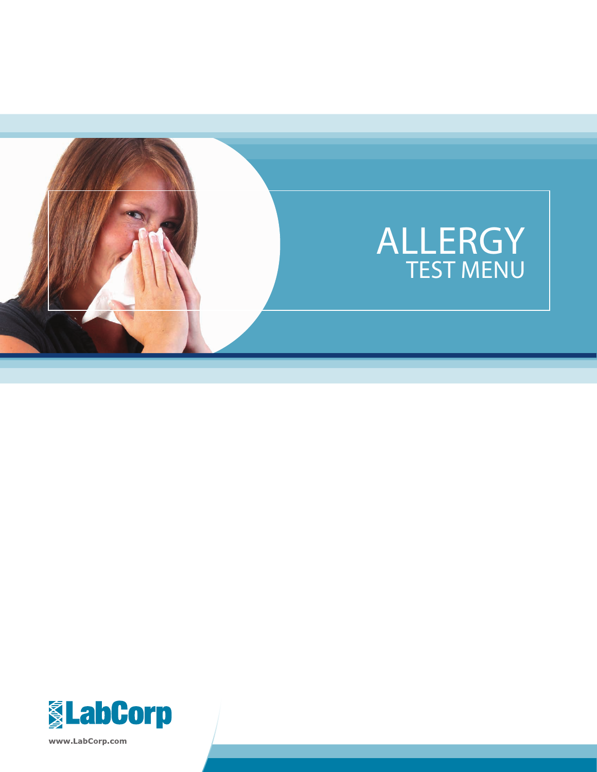# ALLERGY
## TEST MENU

LabCorp

www.LabCorp.com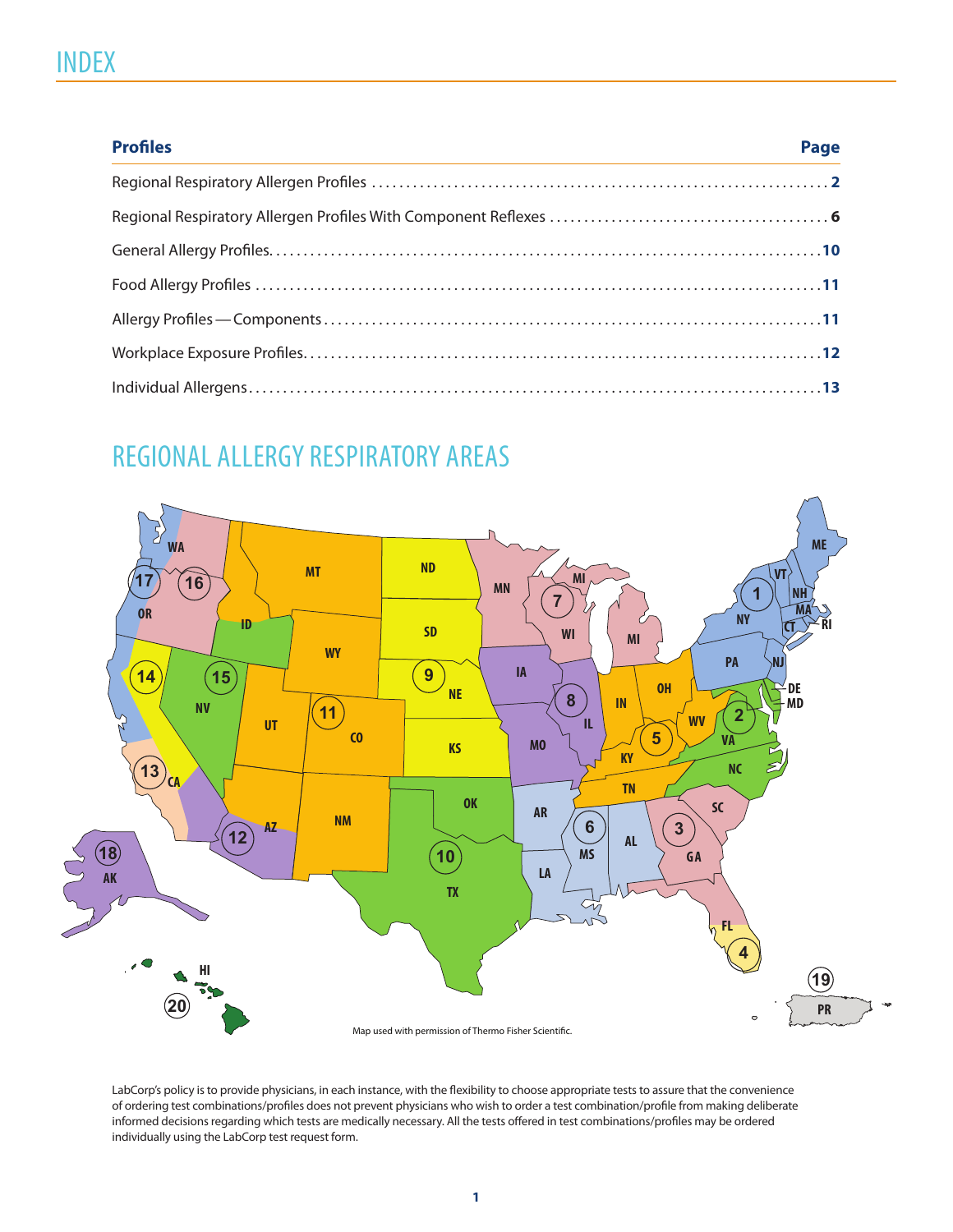# INDEX

| Profiles | Page |
|---|---|
| Regional Respiratory Allergen Profiles | 2 |
| Regional Respiratory Allergen Profiles With Component Reflexes | 6 |
| General Allergy Profiles | 10 |
| Food Allergy Profiles | 11 |
| Allergy Profiles—Components | 11 |
| Workplace Exposure Profiles | 12 |
| Individual Allergens | 13 |

## REGIONAL ALLERGY RESPIRATORY AREAS

Map used with permission of Thermo Fisher Scientific.

LabCorp's policy is to provide physicians, in each instance, with the flexibility to choose appropriate tests to assure that the convenience of ordering test combinations/profiles does not prevent physicians who wish to order a test combination/profile from making deliberate informed decisions regarding which tests are medically necessary. All the tests offered in test combinations/profiles may be ordered individually using the LabCorp test request form.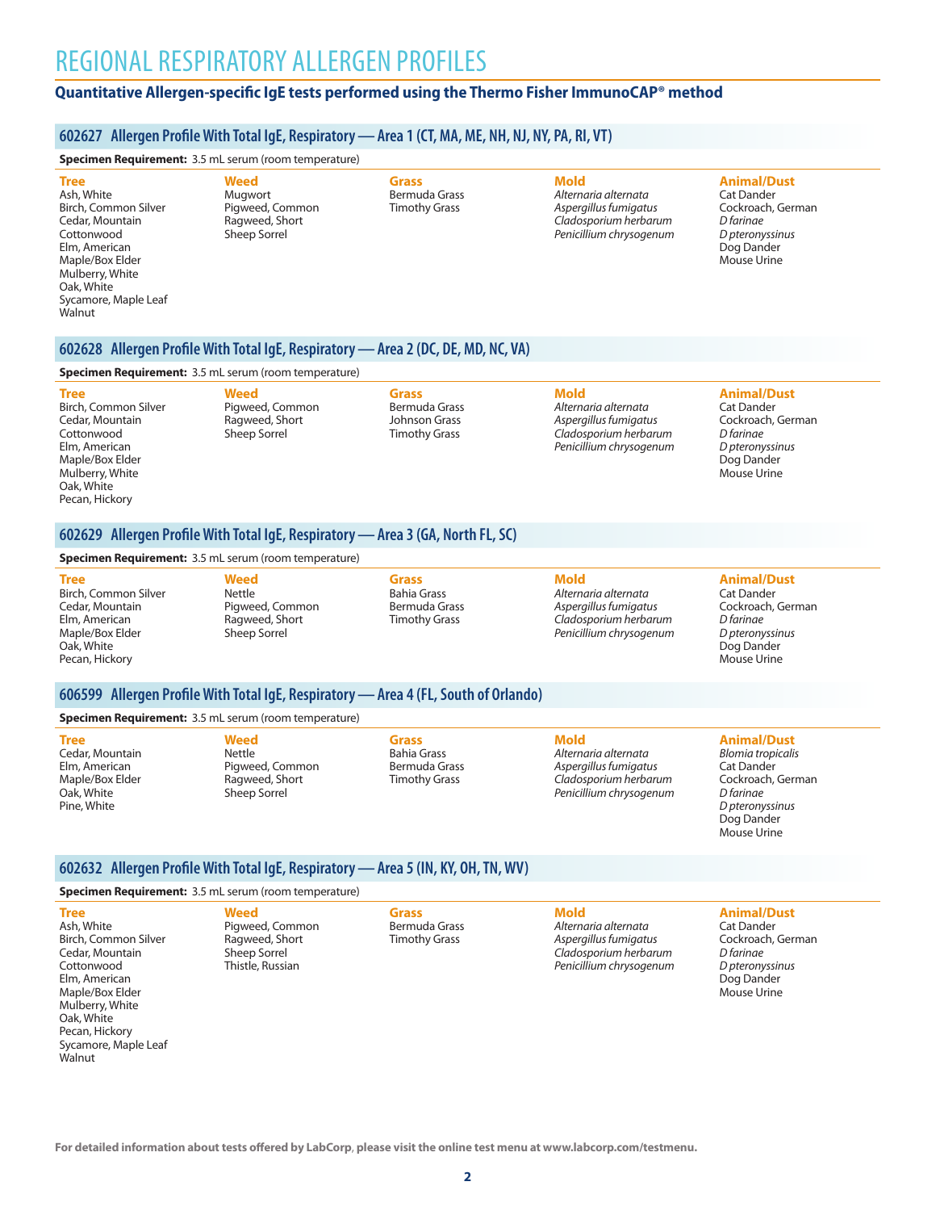# REGIONAL RESPIRATORY ALLERGEN PROFILES

**Quantitative Allergen-specific IgE tests performed using the Thermo Fisher ImmunoCAP® method**

## 602627 Allergen Profile With Total IgE, Respiratory — Area 1 (CT, MA, ME, NH, NJ, NY, PA, RI, VT)

**Specimen Requirement:** 3.5 mL serum (room temperature)

| Tree | Weed | Grass | Mold | Animal/Dust |
|---|---|---|---|---|
| Ash, White | Mugwort | Bermuda Grass | *Alternaria alternata* | Cat Dander |
| Birch, Common Silver | Pigweed, Common | Timothy Grass | *Aspergillus fumigatus* | Cockroach, German |
| Cedar, Mountain | Ragweed, Short | | *Cladosporium herbarum* | *D farinae* |
| Cottonwood | Sheep Sorrel | | *Penicillium chrysogenum* | *D pteronyssinus* |
| Elm, American | | | | Dog Dander |
| Maple/Box Elder | | | | Mouse Urine |
| Mulberry, White | | | | |
| Oak, White | | | | |
| Sycamore, Maple Leaf | | | | |
| Walnut | | | | |

## 602628 Allergen Profile With Total IgE, Respiratory — Area 2 (DC, DE, MD, NC, VA)

**Specimen Requirement:** 3.5 mL serum (room temperature)

| Tree | Weed | Grass | Mold | Animal/Dust |
|---|---|---|---|---|
| Birch, Common Silver | Pigweed, Common | Bermuda Grass | *Alternaria alternata* | Cat Dander |
| Cedar, Mountain | Ragweed, Short | Johnson Grass | *Aspergillus fumigatus* | Cockroach, German |
| Cottonwood | Sheep Sorrel | Timothy Grass | *Cladosporium herbarum* | *D farinae* |
| Elm, American | | | *Penicillium chrysogenum* | *D pteronyssinus* |
| Maple/Box Elder | | | | Dog Dander |
| Mulberry, White | | | | Mouse Urine |
| Oak, White | | | | |
| Pecan, Hickory | | | | |

## 602629 Allergen Profile With Total IgE, Respiratory — Area 3 (GA, North FL, SC)

**Specimen Requirement:** 3.5 mL serum (room temperature)

| Tree | Weed | Grass | Mold | Animal/Dust |
|---|---|---|---|---|
| Birch, Common Silver | Nettle | Bahia Grass | *Alternaria alternata* | Cat Dander |
| Cedar, Mountain | Pigweed, Common | Bermuda Grass | *Aspergillus fumigatus* | Cockroach, German |
| Elm, American | Ragweed, Short | Timothy Grass | *Cladosporium herbarum* | *D farinae* |
| Maple/Box Elder | Sheep Sorrel | | *Penicillium chrysogenum* | *D pteronyssinus* |
| Oak, White | | | | Dog Dander |
| Pecan, Hickory | | | | Mouse Urine |

## 606599 Allergen Profile With Total IgE, Respiratory — Area 4 (FL, South of Orlando)

**Specimen Requirement:** 3.5 mL serum (room temperature)

| Tree | Weed | Grass | Mold | Animal/Dust |
|---|---|---|---|---|
| Cedar, Mountain | Nettle | Bahia Grass | *Alternaria alternata* | *Blomia tropicalis* |
| Elm, American | Pigweed, Common | Bermuda Grass | *Aspergillus fumigatus* | Cat Dander |
| Maple/Box Elder | Ragweed, Short | Timothy Grass | *Cladosporium herbarum* | Cockroach, German |
| Oak, White | Sheep Sorrel | | *Penicillium chrysogenum* | *D farinae* |
| Pine, White | | | | *D pteronyssinus* |
| | | | | Dog Dander |
| | | | | Mouse Urine |

## 602632 Allergen Profile With Total IgE, Respiratory — Area 5 (IN, KY, OH, TN, WV)

**Specimen Requirement:** 3.5 mL serum (room temperature)

| Tree | Weed | Grass | Mold | Animal/Dust |
|---|---|---|---|---|
| Ash, White | Pigweed, Common | Bermuda Grass | *Alternaria alternata* | Cat Dander |
| Birch, Common Silver | Ragweed, Short | Timothy Grass | *Aspergillus fumigatus* | Cockroach, German |
| Cedar, Mountain | Sheep Sorrel | | *Cladosporium herbarum* | *D farinae* |
| Cottonwood | Thistle, Russian | | *Penicillium chrysogenum* | *D pteronyssinus* |
| Elm, American | | | | Dog Dander |
| Maple/Box Elder | | | | Mouse Urine |
| Mulberry, White | | | | |
| Oak, White | | | | |
| Pecan, Hickory | | | | |
| Sycamore, Maple Leaf | | | | |
| Walnut | | | | |

**For detailed information about tests offered by LabCorp, please visit the online test menu at www.labcorp.com/testmenu.**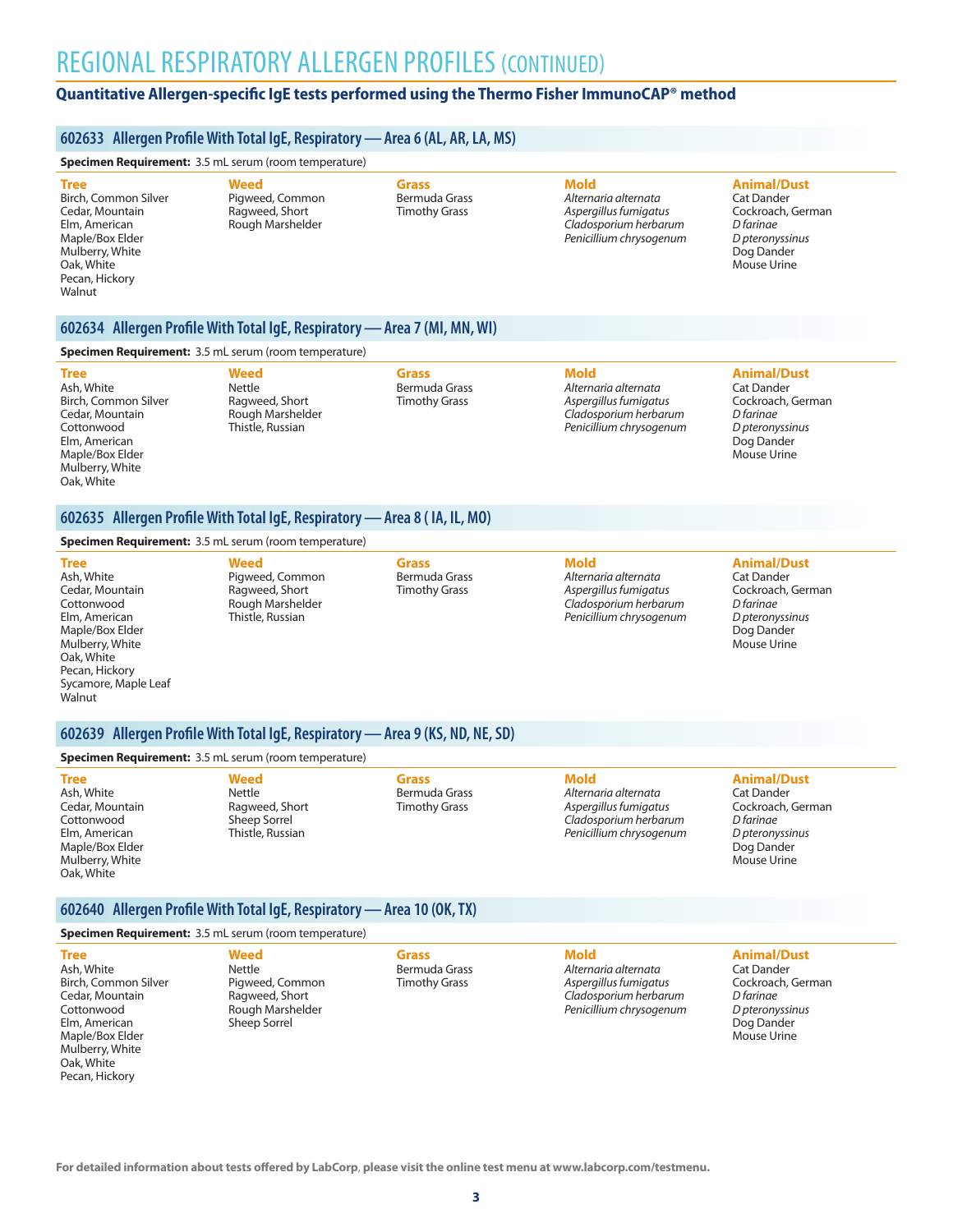# REGIONAL RESPIRATORY ALLERGEN PROFILES (CONTINUED)

**Quantitative Allergen-specific IgE tests performed using the Thermo Fisher ImmunoCAP® method**

## 602633 Allergen Profile With Total IgE, Respiratory — Area 6 (AL, AR, LA, MS)

**Specimen Requirement:** 3.5 mL serum (room temperature)

| Tree | Weed | Grass | Mold | Animal/Dust |
|---|---|---|---|---|
| Birch, Common Silver | Pigweed, Common | Bermuda Grass | *Alternaria alternata* | Cat Dander |
| Cedar, Mountain | Ragweed, Short | Timothy Grass | *Aspergillus fumigatus* | Cockroach, German |
| Elm, American | Rough Marshelder | | *Cladosporium herbarum* | *D farinae* |
| Maple/Box Elder | | | *Penicillium chrysogenum* | *D pteronyssinus* |
| Mulberry, White | | | | Dog Dander |
| Oak, White | | | | Mouse Urine |
| Pecan, Hickory | | | | |
| Walnut | | | | |

## 602634 Allergen Profile With Total IgE, Respiratory — Area 7 (MI, MN, WI)

**Specimen Requirement:** 3.5 mL serum (room temperature)

| Tree | Weed | Grass | Mold | Animal/Dust |
|---|---|---|---|---|
| Ash, White | Nettle | Bermuda Grass | *Alternaria alternata* | Cat Dander |
| Birch, Common Silver | Ragweed, Short | Timothy Grass | *Aspergillus fumigatus* | Cockroach, German |
| Cedar, Mountain | Rough Marshelder | | *Cladosporium herbarum* | *D farinae* |
| Cottonwood | Thistle, Russian | | *Penicillium chrysogenum* | *D pteronyssinus* |
| Elm, American | | | | Dog Dander |
| Maple/Box Elder | | | | Mouse Urine |
| Mulberry, White | | | | |
| Oak, White | | | | |

## 602635 Allergen Profile With Total IgE, Respiratory — Area 8 ( IA, IL, MO)

**Specimen Requirement:** 3.5 mL serum (room temperature)

| Tree | Weed | Grass | Mold | Animal/Dust |
|---|---|---|---|---|
| Ash, White | Pigweed, Common | Bermuda Grass | *Alternaria alternata* | Cat Dander |
| Cedar, Mountain | Ragweed, Short | Timothy Grass | *Aspergillus fumigatus* | Cockroach, German |
| Cottonwood | Rough Marshelder | | *Cladosporium herbarum* | *D farinae* |
| Elm, American | Thistle, Russian | | *Penicillium chrysogenum* | *D pteronyssinus* |
| Maple/Box Elder | | | | Dog Dander |
| Mulberry, White | | | | Mouse Urine |
| Oak, White | | | | |
| Pecan, Hickory | | | | |
| Sycamore, Maple Leaf | | | | |
| Walnut | | | | |

## 602639 Allergen Profile With Total IgE, Respiratory — Area 9 (KS, ND, NE, SD)

**Specimen Requirement:** 3.5 mL serum (room temperature)

| Tree | Weed | Grass | Mold | Animal/Dust |
|---|---|---|---|---|
| Ash, White | Nettle | Bermuda Grass | *Alternaria alternata* | Cat Dander |
| Cedar, Mountain | Ragweed, Short | Timothy Grass | *Aspergillus fumigatus* | Cockroach, German |
| Cottonwood | Sheep Sorrel | | *Cladosporium herbarum* | *D farinae* |
| Elm, American | Thistle, Russian | | *Penicillium chrysogenum* | *D pteronyssinus* |
| Maple/Box Elder | | | | Dog Dander |
| Mulberry, White | | | | Mouse Urine |
| Oak, White | | | | |

## 602640 Allergen Profile With Total IgE, Respiratory — Area 10 (OK, TX)

**Specimen Requirement:** 3.5 mL serum (room temperature)

| Tree | Weed | Grass | Mold | Animal/Dust |
|---|---|---|---|---|
| Ash, White | Nettle | Bermuda Grass | *Alternaria alternata* | Cat Dander |
| Birch, Common Silver | Pigweed, Common | Timothy Grass | *Aspergillus fumigatus* | Cockroach, German |
| Cedar, Mountain | Ragweed, Short | | *Cladosporium herbarum* | *D farinae* |
| Cottonwood | Rough Marshelder | | *Penicillium chrysogenum* | *D pteronyssinus* |
| Elm, American | Sheep Sorrel | | | Dog Dander |
| Maple/Box Elder | | | | Mouse Urine |
| Mulberry, White | | | | |
| Oak, White | | | | |
| Pecan, Hickory | | | | |

**For detailed information about tests offered by LabCorp, please visit the online test menu at www.labcorp.com/testmenu.**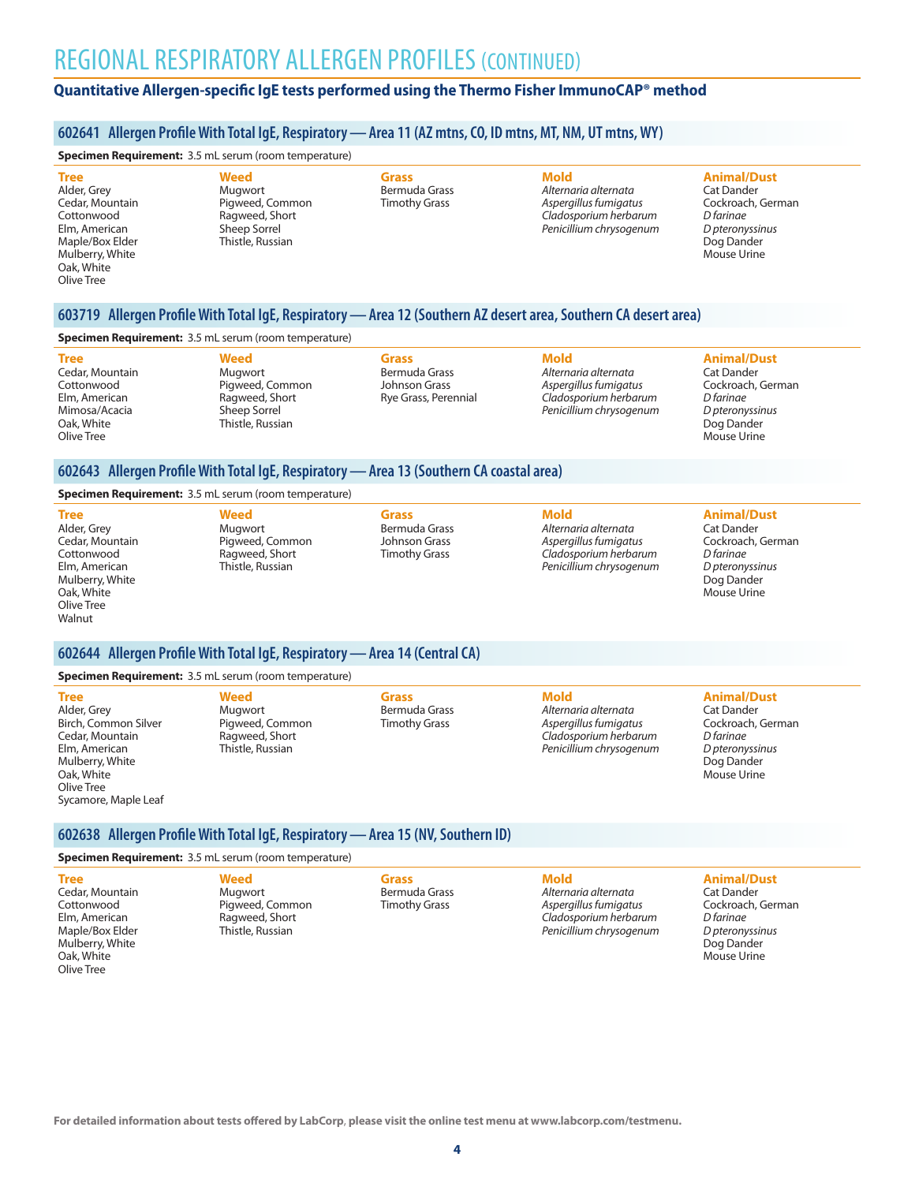# REGIONAL RESPIRATORY ALLERGEN PROFILES (CONTINUED)

**Quantitative Allergen-specific IgE tests performed using the Thermo Fisher ImmunoCAP® method**

## 602641 Allergen Profile With Total IgE, Respiratory — Area 11 (AZ mtns, CO, ID mtns, MT, NM, UT mtns, WY)

**Specimen Requirement:** 3.5 mL serum (room temperature)

| Tree | Weed | Grass | Mold | Animal/Dust |
|---|---|---|---|---|
| Alder, Grey | Mugwort | Bermuda Grass | *Alternaria alternata* | Cat Dander |
| Cedar, Mountain | Pigweed, Common | Timothy Grass | *Aspergillus fumigatus* | Cockroach, German |
| Cottonwood | Ragweed, Short | | *Cladosporium herbarum* | *D farinae* |
| Elm, American | Sheep Sorrel | | *Penicillium chrysogenum* | *D pteronyssinus* |
| Maple/Box Elder | Thistle, Russian | | | Dog Dander |
| Mulberry, White | | | | Mouse Urine |
| Oak, White | | | | |
| Olive Tree | | | | |

## 603719 Allergen Profile With Total IgE, Respiratory — Area 12 (Southern AZ desert area, Southern CA desert area)

**Specimen Requirement:** 3.5 mL serum (room temperature)

| Tree | Weed | Grass | Mold | Animal/Dust |
|---|---|---|---|---|
| Cedar, Mountain | Mugwort | Bermuda Grass | *Alternaria alternata* | Cat Dander |
| Cottonwood | Pigweed, Common | Johnson Grass | *Aspergillus fumigatus* | Cockroach, German |
| Elm, American | Ragweed, Short | Rye Grass, Perennial | *Cladosporium herbarum* | *D farinae* |
| Mimosa/Acacia | Sheep Sorrel | | *Penicillium chrysogenum* | *D pteronyssinus* |
| Oak, White | Thistle, Russian | | | Dog Dander |
| Olive Tree | | | | Mouse Urine |

## 602643 Allergen Profile With Total IgE, Respiratory — Area 13 (Southern CA coastal area)

**Specimen Requirement:** 3.5 mL serum (room temperature)

| Tree | Weed | Grass | Mold | Animal/Dust |
|---|---|---|---|---|
| Alder, Grey | Mugwort | Bermuda Grass | *Alternaria alternata* | Cat Dander |
| Cedar, Mountain | Pigweed, Common | Johnson Grass | *Aspergillus fumigatus* | Cockroach, German |
| Cottonwood | Ragweed, Short | Timothy Grass | *Cladosporium herbarum* | *D farinae* |
| Elm, American | Thistle, Russian | | *Penicillium chrysogenum* | *D pteronyssinus* |
| Mulberry, White | | | | Dog Dander |
| Oak, White | | | | Mouse Urine |
| Olive Tree | | | | |
| Walnut | | | | |

## 602644 Allergen Profile With Total IgE, Respiratory — Area 14 (Central CA)

**Specimen Requirement:** 3.5 mL serum (room temperature)

| Tree | Weed | Grass | Mold | Animal/Dust |
|---|---|---|---|---|
| Alder, Grey | Mugwort | Bermuda Grass | *Alternaria alternata* | Cat Dander |
| Birch, Common Silver | Pigweed, Common | Timothy Grass | *Aspergillus fumigatus* | Cockroach, German |
| Cedar, Mountain | Ragweed, Short | | *Cladosporium herbarum* | *D farinae* |
| Elm, American | Thistle, Russian | | *Penicillium chrysogenum* | *D pteronyssinus* |
| Mulberry, White | | | | Dog Dander |
| Oak, White | | | | Mouse Urine |
| Olive Tree | | | | |
| Sycamore, Maple Leaf | | | | |

## 602638 Allergen Profile With Total IgE, Respiratory — Area 15 (NV, Southern ID)

**Specimen Requirement:** 3.5 mL serum (room temperature)

| Tree | Weed | Grass | Mold | Animal/Dust |
|---|---|---|---|---|
| Cedar, Mountain | Mugwort | Bermuda Grass | *Alternaria alternata* | Cat Dander |
| Cottonwood | Pigweed, Common | Timothy Grass | *Aspergillus fumigatus* | Cockroach, German |
| Elm, American | Ragweed, Short | | *Cladosporium herbarum* | *D farinae* |
| Maple/Box Elder | Thistle, Russian | | *Penicillium chrysogenum* | *D pteronyssinus* |
| Mulberry, White | | | | Dog Dander |
| Oak, White | | | | Mouse Urine |
| Olive Tree | | | | |

**For detailed information about tests offered by LabCorp, please visit the online test menu at www.labcorp.com/testmenu.**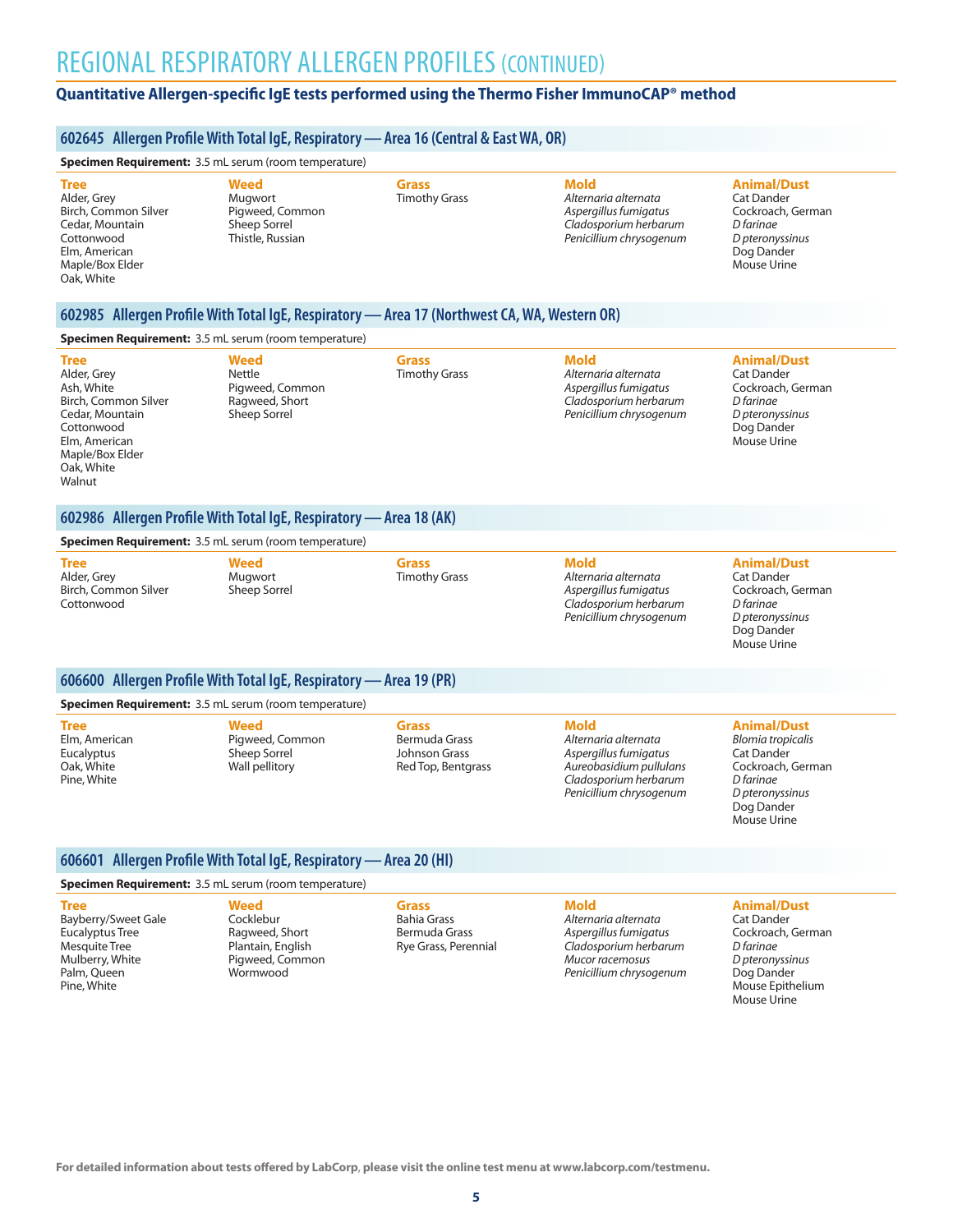# REGIONAL RESPIRATORY ALLERGEN PROFILES (CONTINUED)

**Quantitative Allergen-specific IgE tests performed using the Thermo Fisher ImmunoCAP® method**

## 602645 Allergen Profile With Total IgE, Respiratory — Area 16 (Central & East WA, OR)

**Specimen Requirement:** 3.5 mL serum (room temperature)

| Tree | Weed | Grass | Mold | Animal/Dust |
|---|---|---|---|---|
| Alder, Grey | Mugwort | Timothy Grass | *Alternaria alternata* | Cat Dander |
| Birch, Common Silver | Pigweed, Common | | *Aspergillus fumigatus* | Cockroach, German |
| Cedar, Mountain | Sheep Sorrel | | *Cladosporium herbarum* | *D farinae* |
| Cottonwood | Thistle, Russian | | *Penicillium chrysogenum* | *D pteronyssinus* |
| Elm, American | | | | Dog Dander |
| Maple/Box Elder | | | | Mouse Urine |
| Oak, White | | | | |

## 602985 Allergen Profile With Total IgE, Respiratory — Area 17 (Northwest CA, WA, Western OR)

**Specimen Requirement:** 3.5 mL serum (room temperature)

| Tree | Weed | Grass | Mold | Animal/Dust |
|---|---|---|---|---|
| Alder, Grey | Nettle | Timothy Grass | *Alternaria alternata* | Cat Dander |
| Ash, White | Pigweed, Common | | *Aspergillus fumigatus* | Cockroach, German |
| Birch, Common Silver | Ragweed, Short | | *Cladosporium herbarum* | *D farinae* |
| Cedar, Mountain | Sheep Sorrel | | *Penicillium chrysogenum* | *D pteronyssinus* |
| Cottonwood | | | | Dog Dander |
| Elm, American | | | | Mouse Urine |
| Maple/Box Elder | | | | |
| Oak, White | | | | |
| Walnut | | | | |

## 602986 Allergen Profile With Total IgE, Respiratory — Area 18 (AK)

**Specimen Requirement:** 3.5 mL serum (room temperature)

| Tree | Weed | Grass | Mold | Animal/Dust |
|---|---|---|---|---|
| Alder, Grey | Mugwort | Timothy Grass | *Alternaria alternata* | Cat Dander |
| Birch, Common Silver | Sheep Sorrel | | *Aspergillus fumigatus* | Cockroach, German |
| Cottonwood | | | *Cladosporium herbarum* | *D farinae* |
| | | | *Penicillium chrysogenum* | *D pteronyssinus* |
| | | | | Dog Dander |
| | | | | Mouse Urine |

## 606600 Allergen Profile With Total IgE, Respiratory — Area 19 (PR)

**Specimen Requirement:** 3.5 mL serum (room temperature)

| Tree | Weed | Grass | Mold | Animal/Dust |
|---|---|---|---|---|
| Elm, American | Pigweed, Common | Bermuda Grass | *Alternaria alternata* | *Blomia tropicalis* |
| Eucalyptus | Sheep Sorrel | Johnson Grass | *Aspergillus fumigatus* | Cat Dander |
| Oak, White | Wall pellitory | Red Top, Bentgrass | *Aureobasidium pullulans* | Cockroach, German |
| Pine, White | | | *Cladosporium herbarum* | *D farinae* |
| | | | *Penicillium chrysogenum* | *D pteronyssinus* |
| | | | | Dog Dander |
| | | | | Mouse Urine |

## 606601 Allergen Profile With Total IgE, Respiratory — Area 20 (HI)

**Specimen Requirement:** 3.5 mL serum (room temperature)

| Tree | Weed | Grass | Mold | Animal/Dust |
|---|---|---|---|---|
| Bayberry/Sweet Gale | Cocklebur | Bahia Grass | *Alternaria alternata* | Cat Dander |
| Eucalyptus Tree | Ragweed, Short | Bermuda Grass | *Aspergillus fumigatus* | Cockroach, German |
| Mesquite Tree | Plantain, English | Rye Grass, Perennial | *Cladosporium herbarum* | *D farinae* |
| Mulberry, White | Pigweed, Common | | *Mucor racemosus* | *D pteronyssinus* |
| Palm, Queen | Wormwood | | *Penicillium chrysogenum* | Dog Dander |
| Pine, White | | | | Mouse Epithelium |
| | | | | Mouse Urine |

For detailed information about tests offered by LabCorp, please visit the online test menu at www.labcorp.com/testmenu.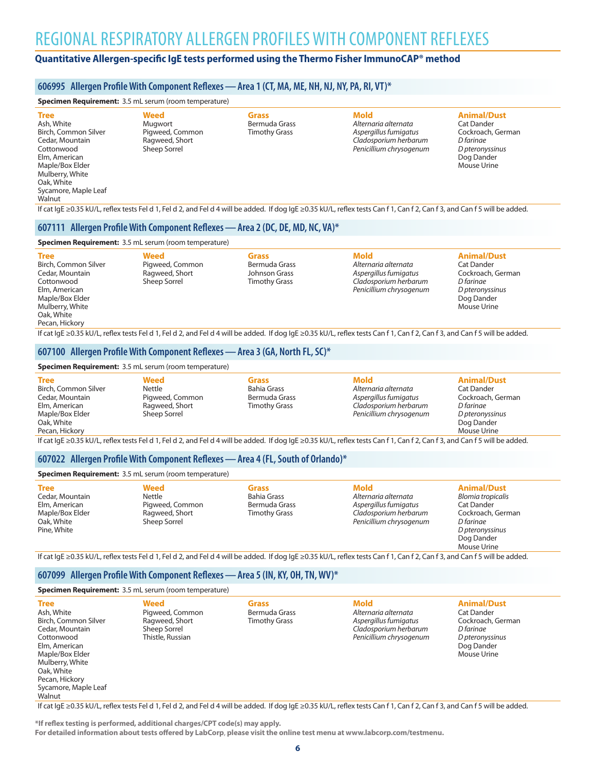# REGIONAL RESPIRATORY ALLERGEN PROFILES WITH COMPONENT REFLEXES

**Quantitative Allergen-specific IgE tests performed using the Thermo Fisher ImmunoCAP® method**

## 606995 Allergen Profile With Component Reflexes — Area 1 (CT, MA, ME, NH, NJ, NY, PA, RI, VT)*

**Specimen Requirement:** 3.5 mL serum (room temperature)

| Tree | Weed | Grass | Mold | Animal/Dust |
|---|---|---|---|---|
| Ash, White | Mugwort | Bermuda Grass | *Alternaria alternata* | Cat Dander |
| Birch, Common Silver | Pigweed, Common | Timothy Grass | *Aspergillus fumigatus* | Cockroach, German |
| Cedar, Mountain | Ragweed, Short | | *Cladosporium herbarum* | *D farinae* |
| Cottonwood | Sheep Sorrel | | *Penicillium chrysogenum* | *D pteronyssinus* |
| Elm, American | | | | Dog Dander |
| Maple/Box Elder | | | | Mouse Urine |
| Mulberry, White | | | | |
| Oak, White | | | | |
| Sycamore, Maple Leaf | | | | |
| Walnut | | | | |

If cat IgE ≥0.35 kU/L, reflex tests Fel d 1, Fel d 2, and Fel d 4 will be added. If dog IgE ≥0.35 kU/L, reflex tests Can f 1, Can f 2, Can f 3, and Can f 5 will be added.

## 607111 Allergen Profile With Component Reflexes — Area 2 (DC, DE, MD, NC, VA)*

**Specimen Requirement:** 3.5 mL serum (room temperature)

| Tree | Weed | Grass | Mold | Animal/Dust |
|---|---|---|---|---|
| Birch, Common Silver | Pigweed, Common | Bermuda Grass | *Alternaria alternata* | Cat Dander |
| Cedar, Mountain | Ragweed, Short | Johnson Grass | *Aspergillus fumigatus* | Cockroach, German |
| Cottonwood | Sheep Sorrel | Timothy Grass | *Cladosporium herbarum* | *D farinae* |
| Elm, American | | | *Penicillium chrysogenum* | *D pteronyssinus* |
| Maple/Box Elder | | | | Dog Dander |
| Mulberry, White | | | | Mouse Urine |
| Oak, White | | | | |
| Pecan, Hickory | | | | |

If cat IgE ≥0.35 kU/L, reflex tests Fel d 1, Fel d 2, and Fel d 4 will be added. If dog IgE ≥0.35 kU/L, reflex tests Can f 1, Can f 2, Can f 3, and Can f 5 will be added.

## 607100 Allergen Profile With Component Reflexes — Area 3 (GA, North FL, SC)*

**Specimen Requirement:** 3.5 mL serum (room temperature)

| Tree | Weed | Grass | Mold | Animal/Dust |
|---|---|---|---|---|
| Birch, Common Silver | Nettle | Bahia Grass | *Alternaria alternata* | Cat Dander |
| Cedar, Mountain | Pigweed, Common | Bermuda Grass | *Aspergillus fumigatus* | Cockroach, German |
| Elm, American | Ragweed, Short | Timothy Grass | *Cladosporium herbarum* | *D farinae* |
| Maple/Box Elder | Sheep Sorrel | | *Penicillium chrysogenum* | *D pteronyssinus* |
| Oak, White | | | | Dog Dander |
| Pecan, Hickory | | | | Mouse Urine |

If cat IgE ≥0.35 kU/L, reflex tests Fel d 1, Fel d 2, and Fel d 4 will be added. If dog IgE ≥0.35 kU/L, reflex tests Can f 1, Can f 2, Can f 3, and Can f 5 will be added.

## 607022 Allergen Profile With Component Reflexes — Area 4 (FL, South of Orlando)*

**Specimen Requirement:** 3.5 mL serum (room temperature)

| Tree | Weed | Grass | Mold | Animal/Dust |
|---|---|---|---|---|
| Cedar, Mountain | Nettle | Bahia Grass | *Alternaria alternata* | *Blomia tropicalis* |
| Elm, American | Pigweed, Common | Bermuda Grass | *Aspergillus fumigatus* | Cat Dander |
| Maple/Box Elder | Ragweed, Short | Timothy Grass | *Cladosporium herbarum* | Cockroach, German |
| Oak, White | Sheep Sorrel | | *Penicillium chrysogenum* | *D farinae* |
| Pine, White | | | | *D pteronyssinus* |
| | | | | Dog Dander |
| | | | | Mouse Urine |

If cat IgE ≥0.35 kU/L, reflex tests Fel d 1, Fel d 2, and Fel d 4 will be added. If dog IgE ≥0.35 kU/L, reflex tests Can f 1, Can f 2, Can f 3, and Can f 5 will be added.

## 607099 Allergen Profile With Component Reflexes — Area 5 (IN, KY, OH, TN, WV)*

**Specimen Requirement:** 3.5 mL serum (room temperature)

| Tree | Weed | Grass | Mold | Animal/Dust |
|---|---|---|---|---|
| Ash, White | Pigweed, Common | Bermuda Grass | *Alternaria alternata* | Cat Dander |
| Birch, Common Silver | Ragweed, Short | Timothy Grass | *Aspergillus fumigatus* | Cockroach, German |
| Cedar, Mountain | Sheep Sorrel | | *Cladosporium herbarum* | *D farinae* |
| Cottonwood | Thistle, Russian | | *Penicillium chrysogenum* | *D pteronyssinus* |
| Elm, American | | | | Dog Dander |
| Maple/Box Elder | | | | Mouse Urine |
| Mulberry, White | | | | |
| Oak, White | | | | |
| Pecan, Hickory | | | | |
| Sycamore, Maple Leaf | | | | |
| Walnut | | | | |

If cat IgE ≥0.35 kU/L, reflex tests Fel d 1, Fel d 2, and Fel d 4 will be added. If dog IgE ≥0.35 kU/L, reflex tests Can f 1, Can f 2, Can f 3, and Can f 5 will be added.

**\*If reflex testing is performed, additional charges/CPT code(s) may apply.**
**For detailed information about tests offered by LabCorp, please visit the online test menu at www.labcorp.com/testmenu.**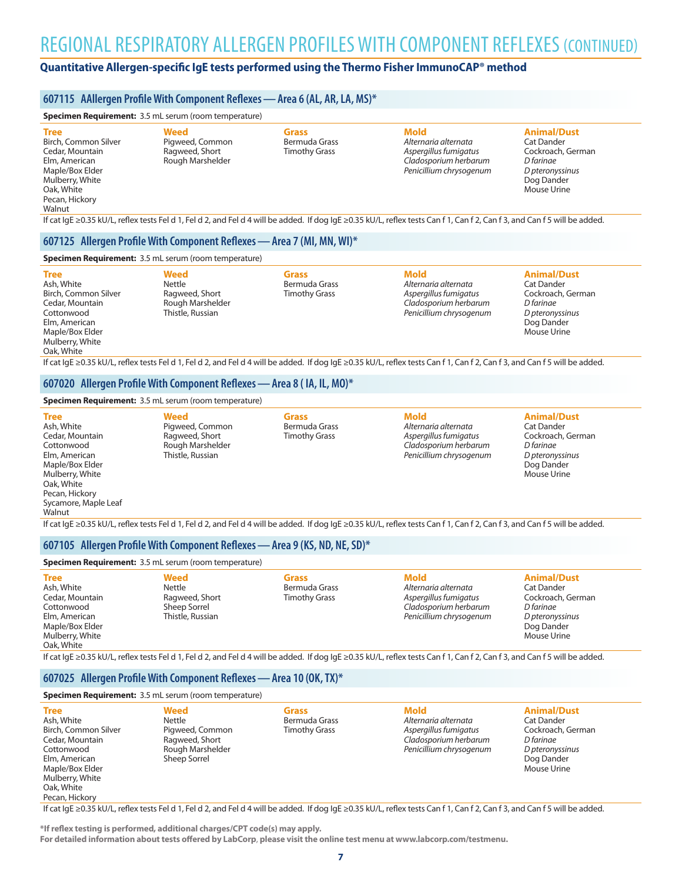# REGIONAL RESPIRATORY ALLERGEN PROFILES WITH COMPONENT REFLEXES (CONTINUED)

**Quantitative Allergen-specific IgE tests performed using the Thermo Fisher ImmunoCAP® method**

## 607115 AAllergen Profile With Component Reflexes — Area 6 (AL, AR, LA, MS)*

**Specimen Requirement:** 3.5 mL serum (room temperature)

| Tree | Weed | Grass | Mold | Animal/Dust |
|---|---|---|---|---|
| Birch, Common Silver | Pigweed, Common | Bermuda Grass | *Alternaria alternata* | Cat Dander |
| Cedar, Mountain | Ragweed, Short | Timothy Grass | *Aspergillus fumigatus* | Cockroach, German |
| Elm, American | Rough Marshelder | | *Cladosporium herbarum* | *D farinae* |
| Maple/Box Elder | | | *Penicillium chrysogenum* | *D pteronyssinus* |
| Mulberry, White | | | | Dog Dander |
| Oak, White | | | | Mouse Urine |
| Pecan, Hickory | | | | |
| Walnut | | | | |

If cat IgE ≥0.35 kU/L, reflex tests Fel d 1, Fel d 2, and Fel d 4 will be added. If dog IgE ≥0.35 kU/L, reflex tests Can f 1, Can f 2, Can f 3, and Can f 5 will be added.

## 607125 Allergen Profile With Component Reflexes — Area 7 (MI, MN, WI)*

**Specimen Requirement:** 3.5 mL serum (room temperature)

| Tree | Weed | Grass | Mold | Animal/Dust |
|---|---|---|---|---|
| Ash, White | Nettle | Bermuda Grass | *Alternaria alternata* | Cat Dander |
| Birch, Common Silver | Ragweed, Short | Timothy Grass | *Aspergillus fumigatus* | Cockroach, German |
| Cedar, Mountain | Rough Marshelder | | *Cladosporium herbarum* | *D farinae* |
| Cottonwood | Thistle, Russian | | *Penicillium chrysogenum* | *D pteronyssinus* |
| Elm, American | | | | Dog Dander |
| Maple/Box Elder | | | | Mouse Urine |
| Mulberry, White | | | | |
| Oak, White | | | | |

If cat IgE ≥0.35 kU/L, reflex tests Fel d 1, Fel d 2, and Fel d 4 will be added. If dog IgE ≥0.35 kU/L, reflex tests Can f 1, Can f 2, Can f 3, and Can f 5 will be added.

## 607020 Allergen Profile With Component Reflexes — Area 8 ( IA, IL, MO)*

**Specimen Requirement:** 3.5 mL serum (room temperature)

| Tree | Weed | Grass | Mold | Animal/Dust |
|---|---|---|---|---|
| Ash, White | Pigweed, Common | Bermuda Grass | *Alternaria alternata* | Cat Dander |
| Cedar, Mountain | Ragweed, Short | Timothy Grass | *Aspergillus fumigatus* | Cockroach, German |
| Cottonwood | Rough Marshelder | | *Cladosporium herbarum* | *D farinae* |
| Elm, American | Thistle, Russian | | *Penicillium chrysogenum* | *D pteronyssinus* |
| Maple/Box Elder | | | | Dog Dander |
| Mulberry, White | | | | Mouse Urine |
| Oak, White | | | | |
| Pecan, Hickory | | | | |
| Sycamore, Maple Leaf | | | | |
| Walnut | | | | |

If cat IgE ≥0.35 kU/L, reflex tests Fel d 1, Fel d 2, and Fel d 4 will be added. If dog IgE ≥0.35 kU/L, reflex tests Can f 1, Can f 2, Can f 3, and Can f 5 will be added.

## 607105 Allergen Profile With Component Reflexes — Area 9 (KS, ND, NE, SD)*

**Specimen Requirement:** 3.5 mL serum (room temperature)

| Tree | Weed | Grass | Mold | Animal/Dust |
|---|---|---|---|---|
| Ash, White | Nettle | Bermuda Grass | *Alternaria alternata* | Cat Dander |
| Cedar, Mountain | Ragweed, Short | Timothy Grass | *Aspergillus fumigatus* | Cockroach, German |
| Cottonwood | Sheep Sorrel | | *Cladosporium herbarum* | *D farinae* |
| Elm, American | Thistle, Russian | | *Penicillium chrysogenum* | *D pteronyssinus* |
| Maple/Box Elder | | | | Dog Dander |
| Mulberry, White | | | | Mouse Urine |
| Oak, White | | | | |

If cat IgE ≥0.35 kU/L, reflex tests Fel d 1, Fel d 2, and Fel d 4 will be added. If dog IgE ≥0.35 kU/L, reflex tests Can f 1, Can f 2, Can f 3, and Can f 5 will be added.

## 607025 Allergen Profile With Component Reflexes — Area 10 (OK, TX)*

**Specimen Requirement:** 3.5 mL serum (room temperature)

| Tree | Weed | Grass | Mold | Animal/Dust |
|---|---|---|---|---|
| Ash, White | Nettle | Bermuda Grass | *Alternaria alternata* | Cat Dander |
| Birch, Common Silver | Pigweed, Common | Timothy Grass | *Aspergillus fumigatus* | Cockroach, German |
| Cedar, Mountain | Ragweed, Short | | *Cladosporium herbarum* | *D farinae* |
| Cottonwood | Rough Marshelder | | *Penicillium chrysogenum* | *D pteronyssinus* |
| Elm, American | Sheep Sorrel | | | Dog Dander |
| Maple/Box Elder | | | | Mouse Urine |
| Mulberry, White | | | | |
| Oak, White | | | | |
| Pecan, Hickory | | | | |

If cat IgE ≥0.35 kU/L, reflex tests Fel d 1, Fel d 2, and Fel d 4 will be added. If dog IgE ≥0.35 kU/L, reflex tests Can f 1, Can f 2, Can f 3, and Can f 5 will be added.

**\*If reflex testing is performed, additional charges/CPT code(s) may apply.**
**For detailed information about tests offered by LabCorp, please visit the online test menu at www.labcorp.com/testmenu.**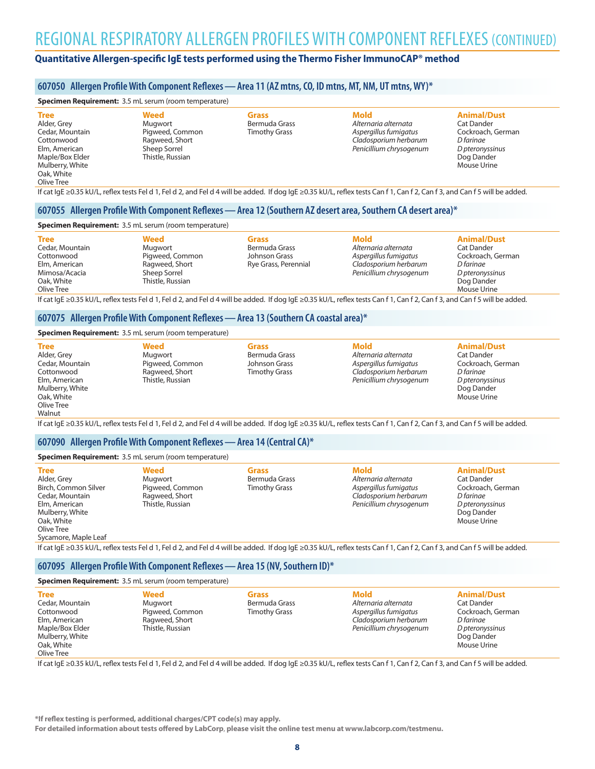# REGIONAL RESPIRATORY ALLERGEN PROFILES WITH COMPONENT REFLEXES (CONTINUED)

**Quantitative Allergen-specific IgE tests performed using the Thermo Fisher ImmunoCAP® method**

## 607050 Allergen Profile With Component Reflexes — Area 11 (AZ mtns, CO, ID mtns, MT, NM, UT mtns, WY)*

**Specimen Requirement:** 3.5 mL serum (room temperature)

| Tree | Weed | Grass | Mold | Animal/Dust |
|---|---|---|---|---|
| Alder, Grey | Mugwort | Bermuda Grass | *Alternaria alternata* | Cat Dander |
| Cedar, Mountain | Pigweed, Common | Timothy Grass | *Aspergillus fumigatus* | Cockroach, German |
| Cottonwood | Ragweed, Short | | *Cladosporium herbarum* | *D farinae* |
| Elm, American | Sheep Sorrel | | *Penicillium chrysogenum* | *D pteronyssinus* |
| Maple/Box Elder | Thistle, Russian | | | Dog Dander |
| Mulberry, White | | | | Mouse Urine |
| Oak, White | | | | |
| Olive Tree | | | | |

If cat IgE ≥0.35 kU/L, reflex tests Fel d 1, Fel d 2, and Fel d 4 will be added. If dog IgE ≥0.35 kU/L, reflex tests Can f 1, Can f 2, Can f 3, and Can f 5 will be added.

## 607055 Allergen Profile With Component Reflexes — Area 12 (Southern AZ desert area, Southern CA desert area)*

**Specimen Requirement:** 3.5 mL serum (room temperature)

| Tree | Weed | Grass | Mold | Animal/Dust |
|---|---|---|---|---|
| Cedar, Mountain | Mugwort | Bermuda Grass | *Alternaria alternata* | Cat Dander |
| Cottonwood | Pigweed, Common | Johnson Grass | *Aspergillus fumigatus* | Cockroach, German |
| Elm, American | Ragweed, Short | Rye Grass, Perennial | *Cladosporium herbarum* | *D farinae* |
| Mimosa/Acacia | Sheep Sorrel | | *Penicillium chrysogenum* | *D pteronyssinus* |
| Oak, White | Thistle, Russian | | | Dog Dander |
| Olive Tree | | | | Mouse Urine |

If cat IgE ≥0.35 kU/L, reflex tests Fel d 1, Fel d 2, and Fel d 4 will be added. If dog IgE ≥0.35 kU/L, reflex tests Can f 1, Can f 2, Can f 3, and Can f 5 will be added.

## 607075 Allergen Profile With Component Reflexes — Area 13 (Southern CA coastal area)*

**Specimen Requirement:** 3.5 mL serum (room temperature)

| Tree | Weed | Grass | Mold | Animal/Dust |
|---|---|---|---|---|
| Alder, Grey | Mugwort | Bermuda Grass | *Alternaria alternata* | Cat Dander |
| Cedar, Mountain | Pigweed, Common | Johnson Grass | *Aspergillus fumigatus* | Cockroach, German |
| Cottonwood | Ragweed, Short | Timothy Grass | *Cladosporium herbarum* | *D farinae* |
| Elm, American | Thistle, Russian | | *Penicillium chrysogenum* | *D pteronyssinus* |
| Mulberry, White | | | | Dog Dander |
| Oak, White | | | | Mouse Urine |
| Olive Tree | | | | |
| Walnut | | | | |

If cat IgE ≥0.35 kU/L, reflex tests Fel d 1, Fel d 2, and Fel d 4 will be added. If dog IgE ≥0.35 kU/L, reflex tests Can f 1, Can f 2, Can f 3, and Can f 5 will be added.

## 607090 Allergen Profile With Component Reflexes — Area 14 (Central CA)*

**Specimen Requirement:** 3.5 mL serum (room temperature)

| Tree | Weed | Grass | Mold | Animal/Dust |
|---|---|---|---|---|
| Alder, Grey | Mugwort | Bermuda Grass | *Alternaria alternata* | Cat Dander |
| Birch, Common Silver | Pigweed, Common | Timothy Grass | *Aspergillus fumigatus* | Cockroach, German |
| Cedar, Mountain | Ragweed, Short | | *Cladosporium herbarum* | *D farinae* |
| Elm, American | Thistle, Russian | | *Penicillium chrysogenum* | *D pteronyssinus* |
| Mulberry, White | | | | Dog Dander |
| Oak, White | | | | Mouse Urine |
| Olive Tree | | | | |
| Sycamore, Maple Leaf | | | | |

If cat IgE ≥0.35 kU/L, reflex tests Fel d 1, Fel d 2, and Fel d 4 will be added. If dog IgE ≥0.35 kU/L, reflex tests Can f 1, Can f 2, Can f 3, and Can f 5 will be added.

## 607095 Allergen Profile With Component Reflexes — Area 15 (NV, Southern ID)*

**Specimen Requirement:** 3.5 mL serum (room temperature)

| Tree | Weed | Grass | Mold | Animal/Dust |
|---|---|---|---|---|
| Cedar, Mountain | Mugwort | Bermuda Grass | *Alternaria alternata* | Cat Dander |
| Cottonwood | Pigweed, Common | Timothy Grass | *Aspergillus fumigatus* | Cockroach, German |
| Elm, American | Ragweed, Short | | *Cladosporium herbarum* | *D farinae* |
| Maple/Box Elder | Thistle, Russian | | *Penicillium chrysogenum* | *D pteronyssinus* |
| Mulberry, White | | | | Dog Dander |
| Oak, White | | | | Mouse Urine |
| Olive Tree | | | | |

If cat IgE ≥0.35 kU/L, reflex tests Fel d 1, Fel d 2, and Fel d 4 will be added. If dog IgE ≥0.35 kU/L, reflex tests Can f 1, Can f 2, Can f 3, and Can f 5 will be added.

**\*If reflex testing is performed, additional charges/CPT code(s) may apply.**
**For detailed information about tests offered by LabCorp, please visit the online test menu at www.labcorp.com/testmenu.**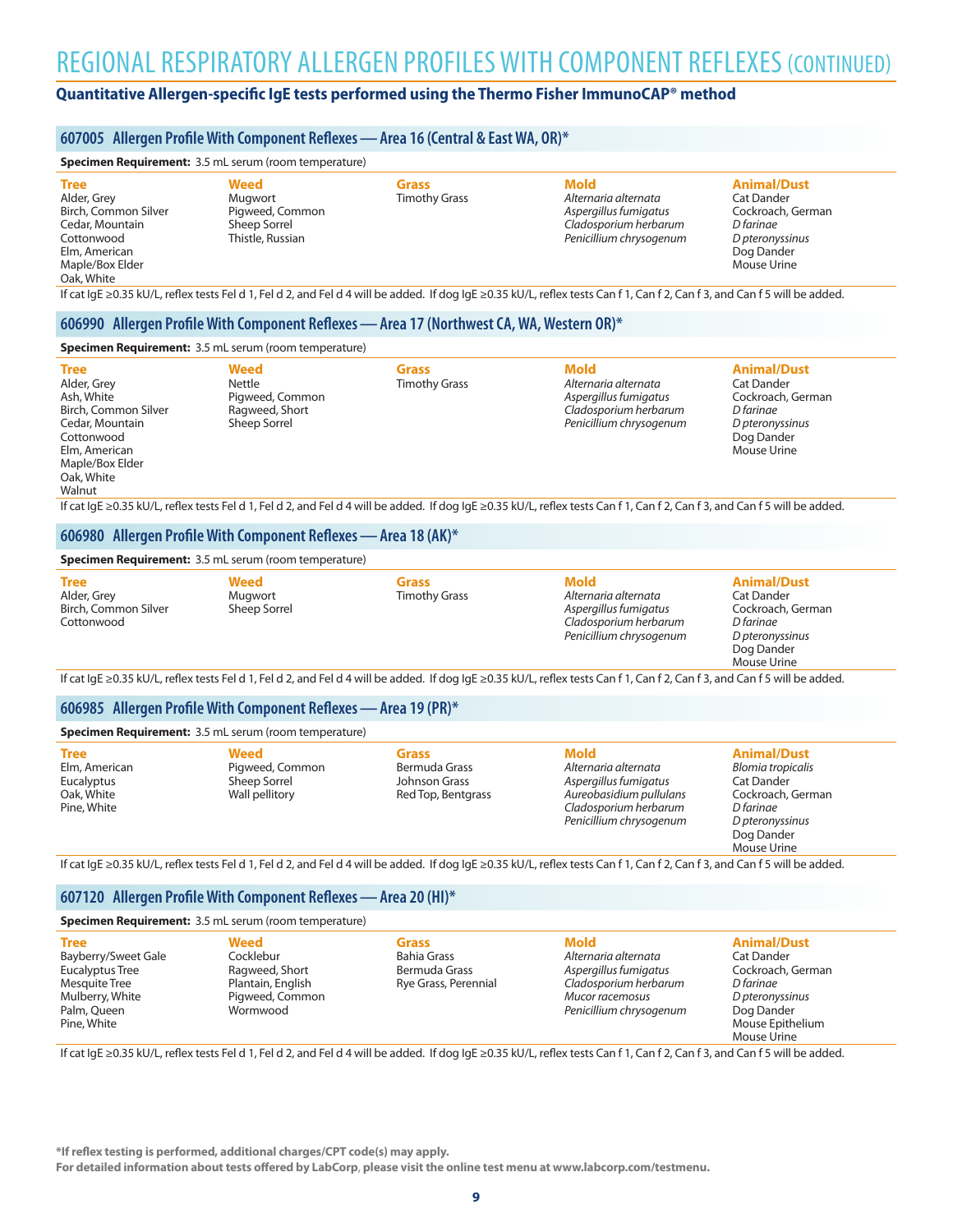# REGIONAL RESPIRATORY ALLERGEN PROFILES WITH COMPONENT REFLEXES (CONTINUED)

**Quantitative Allergen-specific IgE tests performed using the Thermo Fisher ImmunoCAP® method**

## 607005 Allergen Profile With Component Reflexes — Area 16 (Central & East WA, OR)*

**Specimen Requirement:** 3.5 mL serum (room temperature)

| Tree | Weed | Grass | Mold | Animal/Dust |
|---|---|---|---|---|
| Alder, Grey | Mugwort | Timothy Grass | *Alternaria alternata* | Cat Dander |
| Birch, Common Silver | Pigweed, Common | | *Aspergillus fumigatus* | Cockroach, German |
| Cedar, Mountain | Sheep Sorrel | | *Cladosporium herbarum* | *D farinae* |
| Cottonwood | Thistle, Russian | | *Penicillium chrysogenum* | *D pteronyssinus* |
| Elm, American | | | | Dog Dander |
| Maple/Box Elder | | | | Mouse Urine |
| Oak, White | | | | |

If cat IgE ≥0.35 kU/L, reflex tests Fel d 1, Fel d 2, and Fel d 4 will be added. If dog IgE ≥0.35 kU/L, reflex tests Can f 1, Can f 2, Can f 3, and Can f 5 will be added.

## 606990 Allergen Profile With Component Reflexes — Area 17 (Northwest CA, WA, Western OR)*

**Specimen Requirement:** 3.5 mL serum (room temperature)

| Tree | Weed | Grass | Mold | Animal/Dust |
|---|---|---|---|---|
| Alder, Grey | Nettle | Timothy Grass | *Alternaria alternata* | Cat Dander |
| Ash, White | Pigweed, Common | | *Aspergillus fumigatus* | Cockroach, German |
| Birch, Common Silver | Ragweed, Short | | *Cladosporium herbarum* | *D farinae* |
| Cedar, Mountain | Sheep Sorrel | | *Penicillium chrysogenum* | *D pteronyssinus* |
| Cottonwood | | | | Dog Dander |
| Elm, American | | | | Mouse Urine |
| Maple/Box Elder | | | | |
| Oak, White | | | | |
| Walnut | | | | |

If cat IgE ≥0.35 kU/L, reflex tests Fel d 1, Fel d 2, and Fel d 4 will be added. If dog IgE ≥0.35 kU/L, reflex tests Can f 1, Can f 2, Can f 3, and Can f 5 will be added.

## 606980 Allergen Profile With Component Reflexes — Area 18 (AK)*

**Specimen Requirement:** 3.5 mL serum (room temperature)

| Tree | Weed | Grass | Mold | Animal/Dust |
|---|---|---|---|---|
| Alder, Grey | Mugwort | Timothy Grass | *Alternaria alternata* | Cat Dander |
| Birch, Common Silver | Sheep Sorrel | | *Aspergillus fumigatus* | Cockroach, German |
| Cottonwood | | | *Cladosporium herbarum* | *D farinae* |
| | | | *Penicillium chrysogenum* | *D pteronyssinus* |
| | | | | Dog Dander |
| | | | | Mouse Urine |

If cat IgE ≥0.35 kU/L, reflex tests Fel d 1, Fel d 2, and Fel d 4 will be added. If dog IgE ≥0.35 kU/L, reflex tests Can f 1, Can f 2, Can f 3, and Can f 5 will be added.

## 606985 Allergen Profile With Component Reflexes — Area 19 (PR)*

**Specimen Requirement:** 3.5 mL serum (room temperature)

| Tree | Weed | Grass | Mold | Animal/Dust |
|---|---|---|---|---|
| Elm, American | Pigweed, Common | Bermuda Grass | *Alternaria alternata* | *Blomia tropicalis* |
| Eucalyptus | Sheep Sorrel | Johnson Grass | *Aspergillus fumigatus* | Cat Dander |
| Oak, White | Wall pellitory | Red Top, Bentgrass | *Aureobasidium pullulans* | Cockroach, German |
| Pine, White | | | *Cladosporium herbarum* | *D farinae* |
| | | | *Penicillium chrysogenum* | *D pteronyssinus* |
| | | | | Dog Dander |
| | | | | Mouse Urine |

If cat IgE ≥0.35 kU/L, reflex tests Fel d 1, Fel d 2, and Fel d 4 will be added. If dog IgE ≥0.35 kU/L, reflex tests Can f 1, Can f 2, Can f 3, and Can f 5 will be added.

## 607120 Allergen Profile With Component Reflexes — Area 20 (HI)*

**Specimen Requirement:** 3.5 mL serum (room temperature)

| Tree | Weed | Grass | Mold | Animal/Dust |
|---|---|---|---|---|
| Bayberry/Sweet Gale | Cocklebur | Bahia Grass | *Alternaria alternata* | Cat Dander |
| Eucalyptus Tree | Ragweed, Short | Bermuda Grass | *Aspergillus fumigatus* | Cockroach, German |
| Mesquite Tree | Plantain, English | Rye Grass, Perennial | *Cladosporium herbarum* | *D farinae* |
| Mulberry, White | Pigweed, Common | | *Mucor racemosus* | *D pteronyssinus* |
| Palm, Queen | Wormwood | | *Penicillium chrysogenum* | Dog Dander |
| Pine, White | | | | Mouse Epithelium |
| | | | | Mouse Urine |

If cat IgE ≥0.35 kU/L, reflex tests Fel d 1, Fel d 2, and Fel d 4 will be added. If dog IgE ≥0.35 kU/L, reflex tests Can f 1, Can f 2, Can f 3, and Can f 5 will be added.

**\*If reflex testing is performed, additional charges/CPT code(s) may apply.**
**For detailed information about tests offered by LabCorp, please visit the online test menu at www.labcorp.com/testmenu.**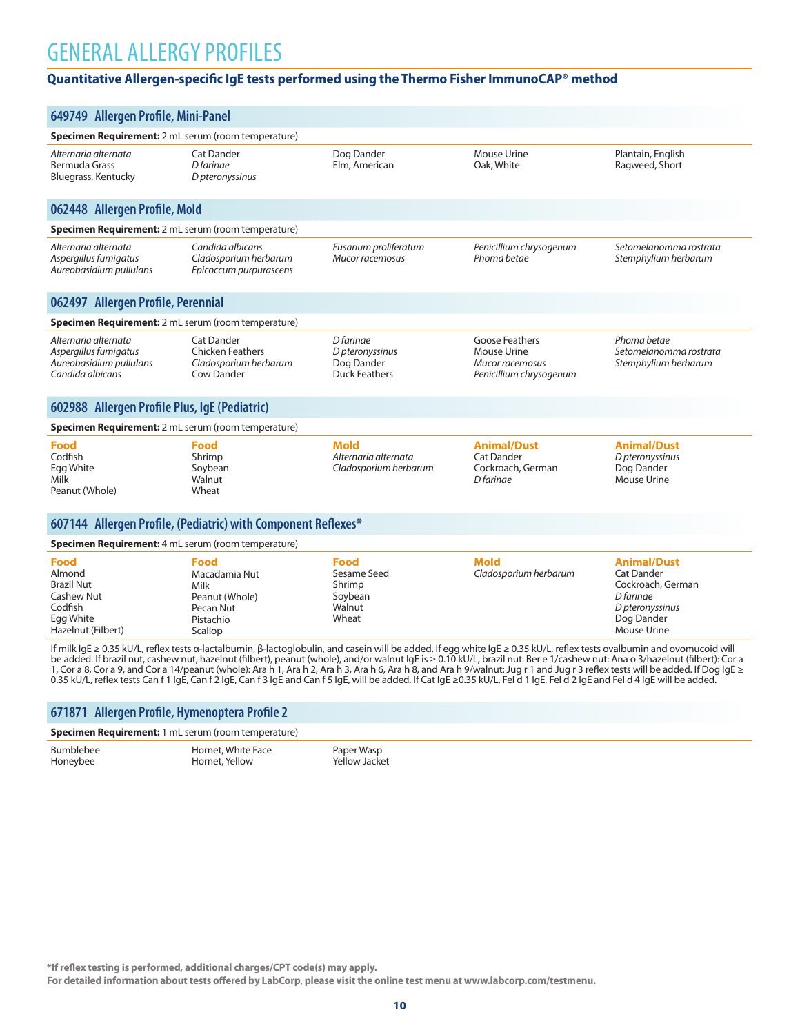# GENERAL ALLERGY PROFILES

**Quantitative Allergen-specific IgE tests performed using the Thermo Fisher ImmunoCAP® method**

## 649749 Allergen Profile, Mini-Panel

**Specimen Requirement:** 2 mL serum (room temperature)

- *Alternaria alternata*
- Bermuda Grass
- Bluegrass, Kentucky
- Cat Dander
- *D farinae*
- *D pteronyssinus*
- Dog Dander
- Elm, American
- Mouse Urine
- Oak, White
- Plantain, English
- Ragweed, Short

## 062448 Allergen Profile, Mold

**Specimen Requirement:** 2 mL serum (room temperature)

- *Alternaria alternata*
- *Aspergillus fumigatus*
- *Aureobasidium pullulans*
- *Candida albicans*
- *Cladosporium herbarum*
- *Epicoccum purpurascens*
- *Fusarium proliferatum*
- *Mucor racemosus*
- *Penicillium chrysogenum*
- *Phoma betae*
- *Setomelanomma rostrata*
- *Stemphylium herbarum*

## 062497 Allergen Profile, Perennial

**Specimen Requirement:** 2 mL serum (room temperature)

- *Alternaria alternata*
- *Aspergillus fumigatus*
- *Aureobasidium pullulans*
- *Candida albicans*
- Cat Dander
- Chicken Feathers
- *Cladosporium herbarum*
- Cow Dander
- *D farinae*
- *D pteronyssinus*
- Dog Dander
- Duck Feathers
- Goose Feathers
- Mouse Urine
- *Mucor racemosus*
- *Penicillium chrysogenum*
- *Phoma betae*
- *Setomelanomma rostrata*
- *Stemphylium herbarum*

## 602988 Allergen Profile Plus, IgE (Pediatric)

**Specimen Requirement:** 2 mL serum (room temperature)

**Food**
- Codfish
- Egg White
- Milk
- Peanut (Whole)
- Shrimp
- Soybean
- Walnut
- Wheat

**Mold**
- *Alternaria alternata*
- *Cladosporium herbarum*

**Animal/Dust**
- Cat Dander
- Cockroach, German
- *D farinae*
- *D pteronyssinus*
- Dog Dander
- Mouse Urine

## 607144 Allergen Profile, (Pediatric) with Component Reflexes*

**Specimen Requirement:** 4 mL serum (room temperature)

**Food**
- Almond
- Brazil Nut
- Cashew Nut
- Codfish
- Egg White
- Hazelnut (Filbert)
- Macadamia Nut
- Milk
- Peanut (Whole)
- Pecan Nut
- Pistachio
- Scallop
- Sesame Seed
- Shrimp
- Soybean
- Walnut
- Wheat

**Mold**
- *Cladosporium herbarum*

**Animal/Dust**
- Cat Dander
- Cockroach, German
- *D farinae*
- *D pteronyssinus*
- Dog Dander
- Mouse Urine

If milk IgE ≥ 0.35 kU/L, reflex tests α-lactalbumin, β-lactoglobulin, and casein will be added. If egg white IgE ≥ 0.35 kU/L, reflex tests ovalbumin and ovomucoid will be added. If brazil nut, cashew nut, hazelnut (filbert), peanut (whole), and/or walnut IgE is ≥ 0.10 kU/L, brazil nut: Ber e 1/cashew nut: Ana o 3/hazelnut (filbert): Cor a 1, Cor a 8, Cor a 9, and Cor a 14/peanut (whole): Ara h 1, Ara h 2, Ara h 3, Ara h 6, Ara h 8, and Ara h 9/walnut: Jug r 1 and Jug r 3 reflex tests will be added. If Dog IgE ≥ 0.35 kU/L, reflex tests Can f 1 IgE, Can f 2 IgE, Can f 3 IgE and Can f 5 IgE, will be added. If Cat IgE ≥0.35 kU/L, Fel d 1 IgE, Fel d 2 IgE and Fel d 4 IgE will be added.

## 671871 Allergen Profile, Hymenoptera Profile 2

**Specimen Requirement:** 1 mL serum (room temperature)

- Bumblebee
- Honeybee
- Hornet, White Face
- Hornet, Yellow
- Paper Wasp
- Yellow Jacket

**\*If reflex testing is performed, additional charges/CPT code(s) may apply.**

**For detailed information about tests offered by LabCorp, please visit the online test menu at www.labcorp.com/testmenu.**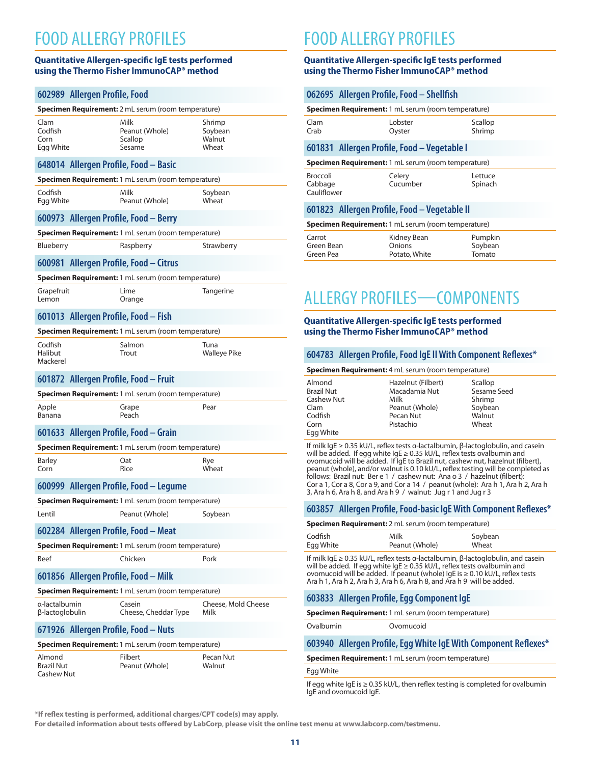# FOOD ALLERGY PROFILES

**Quantitative Allergen-specific IgE tests performed using the Thermo Fisher ImmunoCAP® method**

## 602989 Allergen Profile, Food

**Specimen Requirement:** 2 mL serum (room temperature)

| | | |
|---|---|---|
| Clam | Milk | Shrimp |
| Codfish | Peanut (Whole) | Soybean |
| Corn | Scallop | Walnut |
| Egg White | Sesame | Wheat |

## 648014 Allergen Profile, Food – Basic

**Specimen Requirement:** 1 mL serum (room temperature)

| | | |
|---|---|---|
| Codfish | Milk | Soybean |
| Egg White | Peanut (Whole) | Wheat |

## 600973 Allergen Profile, Food – Berry

**Specimen Requirement:** 1 mL serum (room temperature)

| | | |
|---|---|---|
| Blueberry | Raspberry | Strawberry |

## 600981 Allergen Profile, Food – Citrus

**Specimen Requirement:** 1 mL serum (room temperature)

| | | |
|---|---|---|
| Grapefruit | Lime | Tangerine |
| Lemon | Orange | |

## 601013 Allergen Profile, Food – Fish

**Specimen Requirement:** 1 mL serum (room temperature)

| | | |
|---|---|---|
| Codfish | Salmon | Tuna |
| Halibut | Trout | Walleye Pike |
| Mackerel | | |

## 601872 Allergen Profile, Food – Fruit

**Specimen Requirement:** 1 mL serum (room temperature)

| | | |
|---|---|---|
| Apple | Grape | Pear |
| Banana | Peach | |

## 601633 Allergen Profile, Food – Grain

**Specimen Requirement:** 1 mL serum (room temperature)

| | | |
|---|---|---|
| Barley | Oat | Rye |
| Corn | Rice | Wheat |

## 600999 Allergen Profile, Food – Legume

**Specimen Requirement:** 1 mL serum (room temperature)

| | | |
|---|---|---|
| Lentil | Peanut (Whole) | Soybean |

## 602284 Allergen Profile, Food – Meat

**Specimen Requirement:** 1 mL serum (room temperature)

| | | |
|---|---|---|
| Beef | Chicken | Pork |

## 601856 Allergen Profile, Food – Milk

**Specimen Requirement:** 1 mL serum (room temperature)

| | | |
|---|---|---|
| α-lactalbumin | Casein | Cheese, Mold Cheese |
| β-lactoglobulin | Cheese, Cheddar Type | Milk |

## 671926 Allergen Profile, Food – Nuts

**Specimen Requirement:** 1 mL serum (room temperature)

| | | |
|---|---|---|
| Almond | Filbert | Pecan Nut |
| Brazil Nut | Peanut (Whole) | Walnut |
| Cashew Nut | | |

# FOOD ALLERGY PROFILES

**Quantitative Allergen-specific IgE tests performed using the Thermo Fisher ImmunoCAP® method**

## 062695 Allergen Profile, Food – Shellfish

**Specimen Requirement:** 1 mL serum (room temperature)

| | | |
|---|---|---|
| Clam | Lobster | Scallop |
| Crab | Oyster | Shrimp |

## 601831 Allergen Profile, Food – Vegetable I

**Specimen Requirement:** 1 mL serum (room temperature)

| | | |
|---|---|---|
| Broccoli | Celery | Lettuce |
| Cabbage | Cucumber | Spinach |
| Cauliflower | | |

## 601823 Allergen Profile, Food – Vegetable II

**Specimen Requirement:** 1 mL serum (room temperature)

| | | |
|---|---|---|
| Carrot | Kidney Bean | Pumpkin |
| Green Bean | Onions | Soybean |
| Green Pea | Potato, White | Tomato |

# ALLERGY PROFILES—COMPONENTS

**Quantitative Allergen-specific IgE tests performed using the Thermo Fisher ImmunoCAP® method**

## 604783 Allergen Profile, Food IgE II With Component Reflexes*

**Specimen Requirement:** 4 mL serum (room temperature)

| | | |
|---|---|---|
| Almond | Hazelnut (Filbert) | Scallop |
| Brazil Nut | Macadamia Nut | Sesame Seed |
| Cashew Nut | Milk | Shrimp |
| Clam | Peanut (Whole) | Soybean |
| Codfish | Pecan Nut | Walnut |
| Corn | Pistachio | Wheat |
| Egg White | | |

If milk IgE ≥ 0.35 kU/L, reflex tests α-lactalbumin, β-lactoglobulin, and casein will be added. If egg white IgE ≥ 0.35 kU/L, reflex tests ovalbumin and ovomucoid will be added. If IgE to Brazil nut, cashew nut, hazelnut (filbert), peanut (whole), and/or walnut is 0.10 kU/L, reflex testing will be completed as follows: Brazil nut: Ber e 1 / cashew nut: Ana o 3 / hazelnut (filbert): Cor a 1, Cor a 8, Cor a 9, and Cor a 14 / peanut (whole): Ara h 1, Ara h 2, Ara h 3, Ara h 6, Ara h 8, and Ara h 9 / walnut: Jug r 1 and Jug r 3

## 603857 Allergen Profile, Food-basic IgE With Component Reflexes*

**Specimen Requirement:** 2 mL serum (room temperature)

| | | |
|---|---|---|
| Codfish | Milk | Soybean |
| Egg White | Peanut (Whole) | Wheat |

If milk IgE ≥ 0.35 kU/L, reflex tests α-lactalbumin, β-lactoglobulin, and casein will be added. If egg white IgE ≥ 0.35 kU/L, reflex tests ovalbumin and ovomucoid will be added. If peanut (whole) IgE is ≥ 0.10 kU/L, reflex tests Ara h 1, Ara h 2, Ara h 3, Ara h 6, Ara h 8, and Ara h 9 will be added.

## 603833 Allergen Profile, Egg Component IgE

**Specimen Requirement:** 1 mL serum (room temperature)

| | |
|---|---|
| Ovalbumin | Ovomucoid |

## 603940 Allergen Profile, Egg White IgE With Component Reflexes*

**Specimen Requirement:** 1 mL serum (room temperature)

Egg White

If egg white IgE is ≥ 0.35 kU/L, then reflex testing is completed for ovalbumin IgE and ovomucoid IgE.

**\*If reflex testing is performed, additional charges/CPT code(s) may apply.**

**For detailed information about tests offered by LabCorp, please visit the online test menu at www.labcorp.com/testmenu.**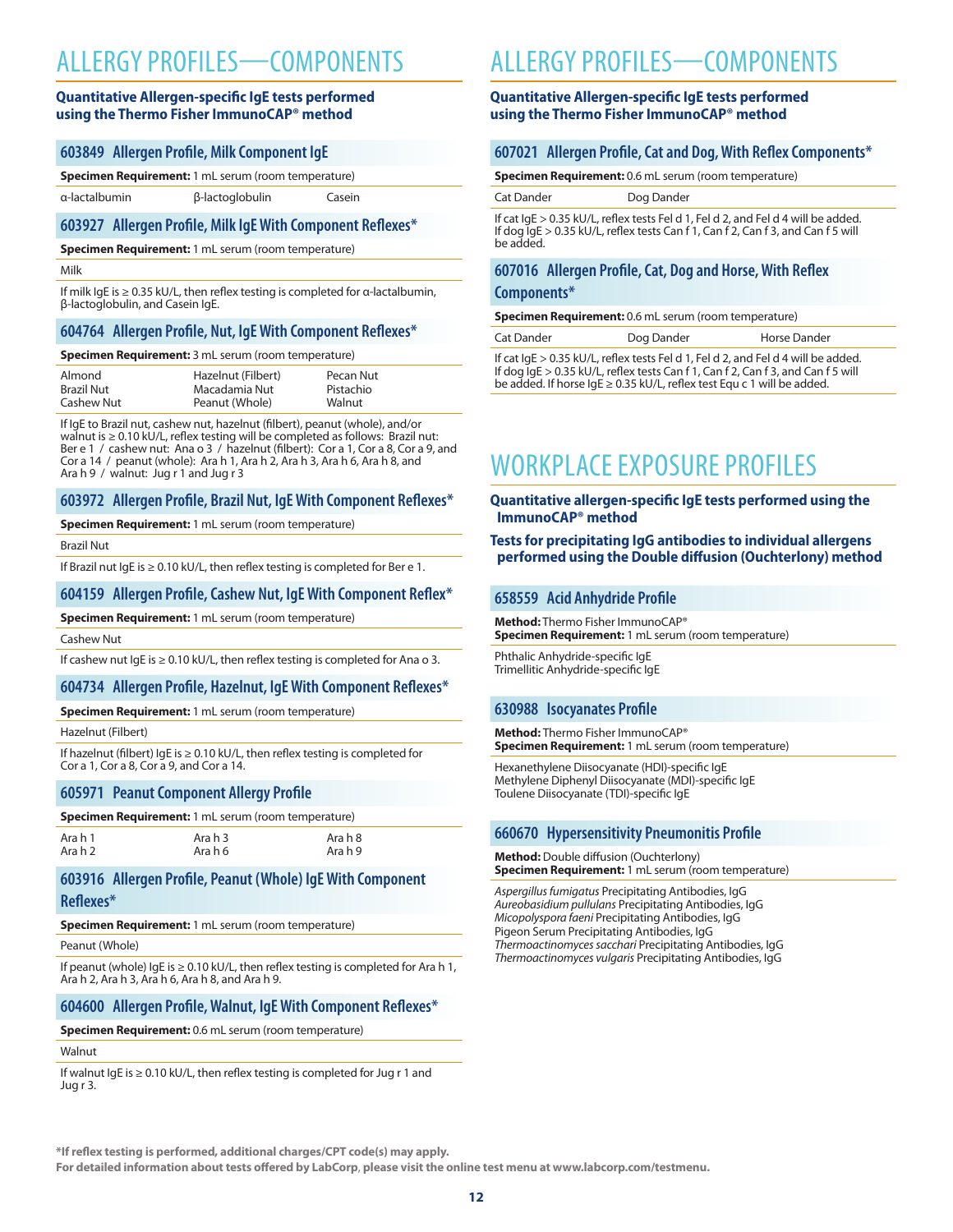# ALLERGY PROFILES—COMPONENTS

**Quantitative Allergen-specific IgE tests performed using the Thermo Fisher ImmunoCAP® method**

### 603849 Allergen Profile, Milk Component IgE

**Specimen Requirement:** 1 mL serum (room temperature)

| α-lactalbumin | β-lactoglobulin | Casein |
|---|---|---|

### 603927 Allergen Profile, Milk IgE With Component Reflexes*

**Specimen Requirement:** 1 mL serum (room temperature)

Milk

If milk IgE is ≥ 0.35 kU/L, then reflex testing is completed for α-lactalbumin, β-lactoglobulin, and Casein IgE.

### 604764 Allergen Profile, Nut, IgE With Component Reflexes*

**Specimen Requirement:** 3 mL serum (room temperature)

| | | |
|---|---|---|
| Almond | Hazelnut (Filbert) | Pecan Nut |
| Brazil Nut | Macadamia Nut | Pistachio |
| Cashew Nut | Peanut (Whole) | Walnut |

If IgE to Brazil nut, cashew nut, hazelnut (filbert), peanut (whole), and/or walnut is ≥ 0.10 kU/L, reflex testing will be completed as follows: Brazil nut: Ber e 1 / cashew nut: Ana o 3 / hazelnut (filbert): Cor a 1, Cor a 8, Cor a 9, and Cor a 14 / peanut (whole): Ara h 1, Ara h 2, Ara h 3, Ara h 6, Ara h 8, and Ara h 9 / walnut: Jug r 1 and Jug r 3

### 603972 Allergen Profile, Brazil Nut, IgE With Component Reflexes*

**Specimen Requirement:** 1 mL serum (room temperature)

Brazil Nut

If Brazil nut IgE is ≥ 0.10 kU/L, then reflex testing is completed for Ber e 1.

### 604159 Allergen Profile, Cashew Nut, IgE With Component Reflex*

**Specimen Requirement:** 1 mL serum (room temperature)

Cashew Nut

If cashew nut IgE is ≥ 0.10 kU/L, then reflex testing is completed for Ana o 3.

### 604734 Allergen Profile, Hazelnut, IgE With Component Reflexes*

**Specimen Requirement:** 1 mL serum (room temperature)

Hazelnut (Filbert)

If hazelnut (filbert) IgE is ≥ 0.10 kU/L, then reflex testing is completed for Cor a 1, Cor a 8, Cor a 9, and Cor a 14.

### 605971 Peanut Component Allergy Profile

**Specimen Requirement:** 1 mL serum (room temperature)

| | | |
|---|---|---|
| Ara h 1 | Ara h 3 | Ara h 8 |
| Ara h 2 | Ara h 6 | Ara h 9 |

### 603916 Allergen Profile, Peanut (Whole) IgE With Component Reflexes*

**Specimen Requirement:** 1 mL serum (room temperature)

Peanut (Whole)

If peanut (whole) IgE is ≥ 0.10 kU/L, then reflex testing is completed for Ara h 1, Ara h 2, Ara h 3, Ara h 6, Ara h 8, and Ara h 9.

### 604600 Allergen Profile, Walnut, IgE With Component Reflexes*

**Specimen Requirement:** 0.6 mL serum (room temperature)

Walnut

If walnut IgE is ≥ 0.10 kU/L, then reflex testing is completed for Jug r 1 and Jug r 3.

# ALLERGY PROFILES—COMPONENTS

**Quantitative Allergen-specific IgE tests performed using the Thermo Fisher ImmunoCAP® method**

### 607021 Allergen Profile, Cat and Dog, With Reflex Components*

**Specimen Requirement:** 0.6 mL serum (room temperature)

| Cat Dander | Dog Dander |
|---|---|

If cat IgE > 0.35 kU/L, reflex tests Fel d 1, Fel d 2, and Fel d 4 will be added. If dog IgE > 0.35 kU/L, reflex tests Can f 1, Can f 2, Can f 3, and Can f 5 will be added.

### 607016 Allergen Profile, Cat, Dog and Horse, With Reflex Components*

**Specimen Requirement:** 0.6 mL serum (room temperature)

| Cat Dander | Dog Dander | Horse Dander |
|---|---|---|

If cat IgE > 0.35 kU/L, reflex tests Fel d 1, Fel d 2, and Fel d 4 will be added. If dog IgE > 0.35 kU/L, reflex tests Can f 1, Can f 2, Can f 3, and Can f 5 will be added. If horse IgE ≥ 0.35 kU/L, reflex test Equ c 1 will be added.

# WORKPLACE EXPOSURE PROFILES

**Quantitative allergen-specific IgE tests performed using the ImmunoCAP® method**

**Tests for precipitating IgG antibodies to individual allergens performed using the Double diffusion (Ouchterlony) method**

### 658559 Acid Anhydride Profile

**Method:** Thermo Fisher ImmunoCAP®
**Specimen Requirement:** 1 mL serum (room temperature)

Phthalic Anhydride-specific IgE
Trimellitic Anhydride-specific IgE

### 630988 Isocyanates Profile

**Method:** Thermo Fisher ImmunoCAP®
**Specimen Requirement:** 1 mL serum (room temperature)

Hexanethylene Diisocyanate (HDI)-specific IgE
Methylene Diphenyl Diisocyanate (MDI)-specific IgE
Toulene Diisocyanate (TDI)-specific IgE

### 660670 Hypersensitivity Pneumonitis Profile

**Method:** Double diffusion (Ouchterlony)
**Specimen Requirement:** 1 mL serum (room temperature)

*Aspergillus fumigatus* Precipitating Antibodies, IgG
*Aureobasidium pullulans* Precipitating Antibodies, IgG
*Micopolyspora faeni* Precipitating Antibodies, IgG
Pigeon Serum Precipitating Antibodies, IgG
*Thermoactinomyces sacchari* Precipitating Antibodies, IgG
*Thermoactinomyces vulgaris* Precipitating Antibodies, IgG

**\*If reflex testing is performed, additional charges/CPT code(s) may apply.**
**For detailed information about tests offered by LabCorp, please visit the online test menu at www.labcorp.com/testmenu.**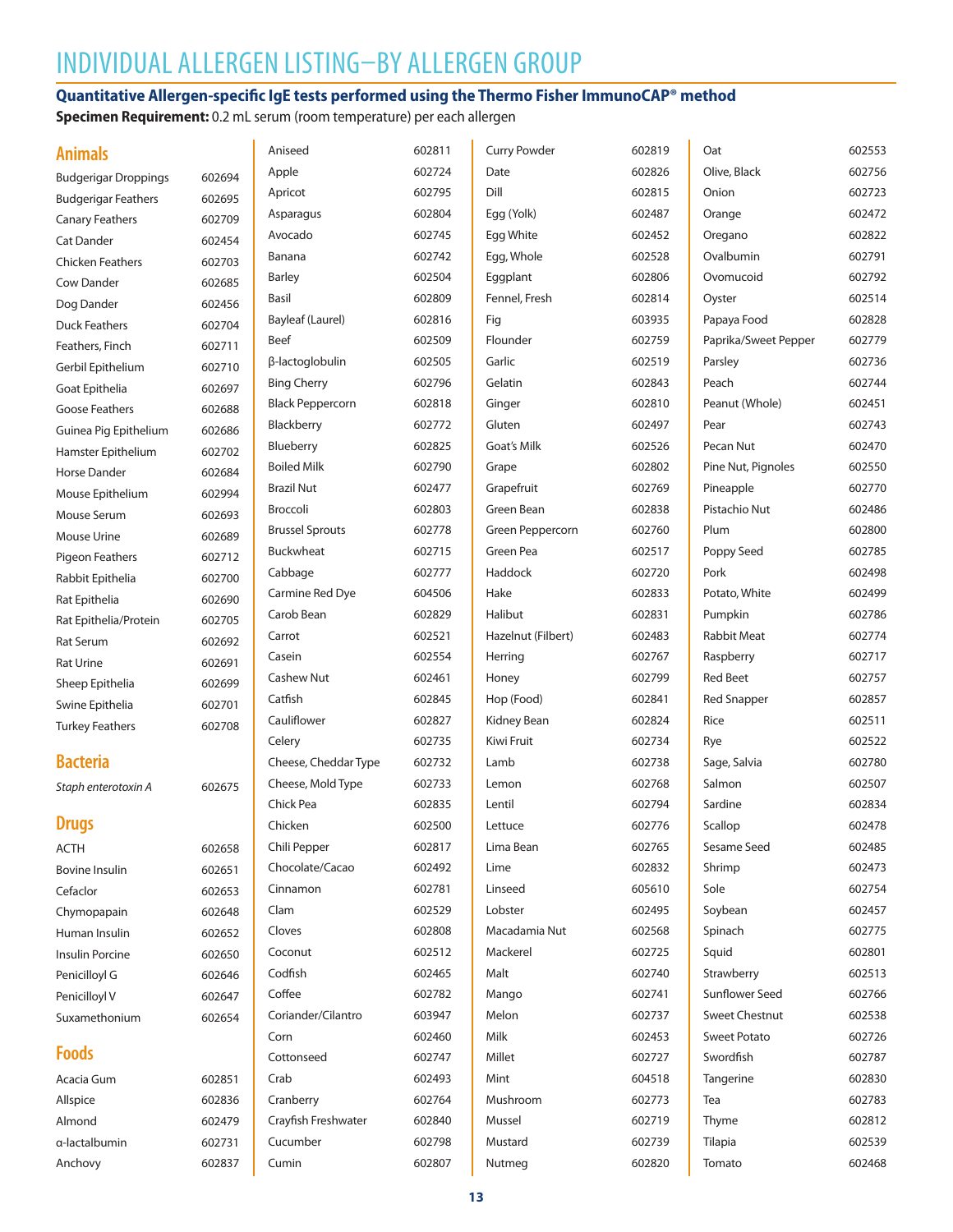# INDIVIDUAL ALLERGEN LISTING—BY ALLERGEN GROUP

**Quantitative Allergen-specific IgE tests performed using the Thermo Fisher ImmunoCAP® method**

**Specimen Requirement:** 0.2 mL serum (room temperature) per each allergen

## Animals

| Allergen | Code |
|---|---|
| Budgerigar Droppings | 602694 |
| Budgerigar Feathers | 602695 |
| Canary Feathers | 602709 |
| Cat Dander | 602454 |
| Chicken Feathers | 602703 |
| Cow Dander | 602685 |
| Dog Dander | 602456 |
| Duck Feathers | 602704 |
| Feathers, Finch | 602711 |
| Gerbil Epithelium | 602710 |
| Goat Epithelia | 602697 |
| Goose Feathers | 602688 |
| Guinea Pig Epithelium | 602686 |
| Hamster Epithelium | 602702 |
| Horse Dander | 602684 |
| Mouse Epithelium | 602994 |
| Mouse Serum | 602693 |
| Mouse Urine | 602689 |
| Pigeon Feathers | 602712 |
| Rabbit Epithelia | 602700 |
| Rat Epithelia | 602690 |
| Rat Epithelia/Protein | 602705 |
| Rat Serum | 602692 |
| Rat Urine | 602691 |
| Sheep Epithelia | 602699 |
| Swine Epithelia | 602701 |
| Turkey Feathers | 602708 |

## Bacteria

| Allergen | Code |
|---|---|
| *Staph enterotoxin A* | 602675 |

## Drugs

| Allergen | Code |
|---|---|
| ACTH | 602658 |
| Bovine Insulin | 602651 |
| Cefaclor | 602653 |
| Chymopapain | 602648 |
| Human Insulin | 602652 |
| Insulin Porcine | 602650 |
| Penicilloyl G | 602646 |
| Penicilloyl V | 602647 |
| Suxamethonium | 602654 |

## Foods

| Allergen | Code |
|---|---|
| Acacia Gum | 602851 |
| Allspice | 602836 |
| Almond | 602479 |
| α-lactalbumin | 602731 |
| Anchovy | 602837 |
| Aniseed | 602811 |
| Apple | 602724 |
| Apricot | 602795 |
| Asparagus | 602804 |
| Avocado | 602745 |
| Banana | 602742 |
| Barley | 602504 |
| Basil | 602809 |
| Bayleaf (Laurel) | 602816 |
| Beef | 602509 |
| β-lactoglobulin | 602505 |
| Bing Cherry | 602796 |
| Black Peppercorn | 602818 |
| Blackberry | 602772 |
| Blueberry | 602825 |
| Boiled Milk | 602790 |
| Brazil Nut | 602477 |
| Broccoli | 602803 |
| Brussel Sprouts | 602778 |
| Buckwheat | 602715 |
| Cabbage | 602777 |
| Carmine Red Dye | 604506 |
| Carob Bean | 602829 |
| Carrot | 602521 |
| Casein | 602554 |
| Cashew Nut | 602461 |
| Catfish | 602845 |
| Cauliflower | 602827 |
| Celery | 602735 |
| Cheese, Cheddar Type | 602732 |
| Cheese, Mold Type | 602733 |
| Chick Pea | 602835 |
| Chicken | 602500 |
| Chili Pepper | 602817 |
| Chocolate/Cacao | 602492 |
| Cinnamon | 602781 |
| Clam | 602529 |
| Cloves | 602808 |
| Coconut | 602512 |
| Codfish | 602465 |
| Coffee | 602782 |
| Coriander/Cilantro | 603947 |
| Corn | 602460 |
| Cottonseed | 602747 |
| Crab | 602493 |
| Cranberry | 602764 |
| Crayfish Freshwater | 602840 |
| Cucumber | 602798 |
| Cumin | 602807 |
| Curry Powder | 602819 |
| Date | 602826 |
| Dill | 602815 |
| Egg (Yolk) | 602487 |
| Egg White | 602452 |
| Egg, Whole | 602528 |
| Eggplant | 602806 |
| Fennel, Fresh | 602814 |
| Fig | 603935 |
| Flounder | 602759 |
| Garlic | 602519 |
| Gelatin | 602843 |
| Ginger | 602810 |
| Gluten | 602497 |
| Goat's Milk | 602526 |
| Grape | 602802 |
| Grapefruit | 602769 |
| Green Bean | 602838 |
| Green Peppercorn | 602760 |
| Green Pea | 602517 |
| Haddock | 602720 |
| Hake | 602833 |
| Halibut | 602831 |
| Hazelnut (Filbert) | 602483 |
| Herring | 602767 |
| Honey | 602799 |
| Hop (Food) | 602841 |
| Kidney Bean | 602824 |
| Kiwi Fruit | 602734 |
| Lamb | 602738 |
| Lemon | 602768 |
| Lentil | 602794 |
| Lettuce | 602776 |
| Lima Bean | 602765 |
| Lime | 602832 |
| Linseed | 605610 |
| Lobster | 602495 |
| Macadamia Nut | 602568 |
| Mackerel | 602725 |
| Malt | 602740 |
| Mango | 602741 |
| Melon | 602737 |
| Milk | 602453 |
| Millet | 602727 |
| Mint | 604518 |
| Mushroom | 602773 |
| Mussel | 602719 |
| Mustard | 602739 |
| Nutmeg | 602820 |
| Oat | 602553 |
| Olive, Black | 602756 |
| Onion | 602723 |
| Orange | 602472 |
| Oregano | 602822 |
| Ovalbumin | 602791 |
| Ovomucoid | 602792 |
| Oyster | 602514 |
| Papaya Food | 602828 |
| Paprika/Sweet Pepper | 602779 |
| Parsley | 602736 |
| Peach | 602744 |
| Peanut (Whole) | 602451 |
| Pear | 602743 |
| Pecan Nut | 602470 |
| Pine Nut, Pignoles | 602550 |
| Pineapple | 602770 |
| Pistachio Nut | 602486 |
| Plum | 602800 |
| Poppy Seed | 602785 |
| Pork | 602498 |
| Potato, White | 602499 |
| Pumpkin | 602786 |
| Rabbit Meat | 602774 |
| Raspberry | 602717 |
| Red Beet | 602757 |
| Red Snapper | 602857 |
| Rice | 602511 |
| Rye | 602522 |
| Sage, Salvia | 602780 |
| Salmon | 602507 |
| Sardine | 602834 |
| Scallop | 602478 |
| Sesame Seed | 602485 |
| Shrimp | 602473 |
| Sole | 602754 |
| Soybean | 602457 |
| Spinach | 602775 |
| Squid | 602801 |
| Strawberry | 602513 |
| Sunflower Seed | 602766 |
| Sweet Chestnut | 602538 |
| Sweet Potato | 602726 |
| Swordfish | 602787 |
| Tangerine | 602830 |
| Tea | 602783 |
| Thyme | 602812 |
| Tilapia | 602539 |
| Tomato | 602468 |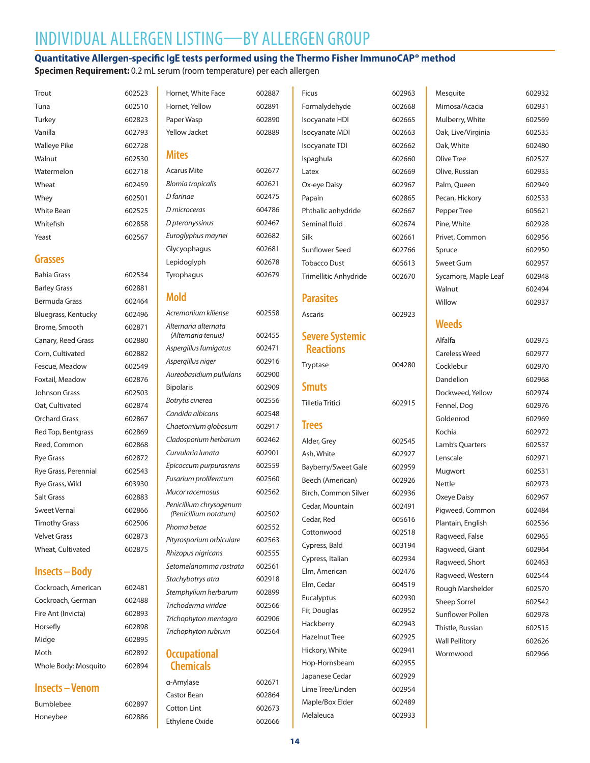# INDIVIDUAL ALLERGEN LISTING—BY ALLERGEN GROUP

**Quantitative Allergen-specific IgE tests performed using the Thermo Fisher ImmunoCAP® method**

**Specimen Requirement:** 0.2 mL serum (room temperature) per each allergen

| | |
|---|---|
| Trout | 602523 |
| Tuna | 602510 |
| Turkey | 602823 |
| Vanilla | 602793 |
| Walleye Pike | 602728 |
| Walnut | 602530 |
| Watermelon | 602718 |
| Wheat | 602459 |
| Whey | 602501 |
| White Bean | 602525 |
| Whitefish | 602858 |
| Yeast | 602567 |

## Grasses

| | |
|---|---|
| Bahia Grass | 602534 |
| Barley Grass | 602881 |
| Bermuda Grass | 602464 |
| Bluegrass, Kentucky | 602496 |
| Brome, Smooth | 602871 |
| Canary, Reed Grass | 602880 |
| Corn, Cultivated | 602882 |
| Fescue, Meadow | 602549 |
| Foxtail, Meadow | 602876 |
| Johnson Grass | 602503 |
| Oat, Cultivated | 602874 |
| Orchard Grass | 602867 |
| Red Top, Bentgrass | 602869 |
| Reed, Common | 602868 |
| Rye Grass | 602872 |
| Rye Grass, Perennial | 602543 |
| Rye Grass, Wild | 603930 |
| Salt Grass | 602883 |
| Sweet Vernal | 602866 |
| Timothy Grass | 602506 |
| Velvet Grass | 602873 |
| Wheat, Cultivated | 602875 |

## Insects – Body

| | |
|---|---|
| Cockroach, American | 602481 |
| Cockroach, German | 602488 |
| Fire Ant (Invicta) | 602893 |
| Horsefly | 602898 |
| Midge | 602895 |
| Moth | 602892 |
| Whole Body: Mosquito | 602894 |

## Insects – Venom

| | |
|---|---|
| Bumblebee | 602897 |
| Honeybee | 602886 |
| Hornet, White Face | 602887 |
| Hornet, Yellow | 602891 |
| Paper Wasp | 602890 |
| Yellow Jacket | 602889 |

## Mites

| | |
|---|---|
| Acarus Mite | 602677 |
| *Blomia tropicalis* | 602621 |
| *D farinae* | 602475 |
| *D microceras* | 604786 |
| *D pteronyssinus* | 602467 |
| *Euroglyphus maynei* | 602682 |
| Glycyophagus | 602681 |
| Lepidoglyph | 602678 |
| Tyrophagus | 602679 |

## Mold

| | |
|---|---|
| *Acremonium kiliense* | 602558 |
| *Alternaria alternata (Alternaria tenuis)* | 602455 |
| *Aspergillus fumigatus* | 602471 |
| *Aspergillus niger* | 602916 |
| *Aureobasidium pullulans* | 602900 |
| Bipolaris | 602909 |
| *Botrytis cinerea* | 602556 |
| *Candida albicans* | 602548 |
| *Chaetomium globosum* | 602917 |
| *Cladosporium herbarum* | 602462 |
| *Curvularia lunata* | 602901 |
| *Epicoccum purpurasrens* | 602559 |
| *Fusarium proliferatum* | 602560 |
| *Mucor racemosus* | 602562 |
| *Penicillium chrysogenum (Penicillium notatum)* | 602502 |
| *Phoma betae* | 602552 |
| *Pityrosporium orbiculare* | 602563 |
| *Rhizopus nigricans* | 602555 |
| *Setomelanomma rostrata* | 602561 |
| *Stachybotrys atra* | 602918 |
| *Stemphylium herbarum* | 602899 |
| *Trichoderma viridae* | 602566 |
| *Trichophyton mentagro* | 602906 |
| *Trichophyton rubrum* | 602564 |

## Occupational Chemicals

| | |
|---|---|
| α-Amylase | 602671 |
| Castor Bean | 602864 |
| Cotton Lint | 602673 |
| Ethylene Oxide | 602666 |
| Ficus | 602963 |
| Formalydehyde | 602668 |
| Isocyanate HDI | 602665 |
| Isocyanate MDI | 602663 |
| Isocyanate TDI | 602662 |
| Ispaghula | 602660 |
| Latex | 602669 |
| Ox-eye Daisy | 602967 |
| Papain | 602865 |
| Phthalic anhydride | 602667 |
| Seminal fluid | 602674 |
| Silk | 602661 |
| Sunflower Seed | 602766 |
| Tobacco Dust | 605613 |
| Trimellitic Anhydride | 602670 |

## Parasites

| | |
|---|---|
| Ascaris | 602923 |

## Severe Systemic Reactions

| | |
|---|---|
| Tryptase | 004280 |

## Smuts

| | |
|---|---|
| Tilletia Tritici | 602915 |

## Trees

| | |
|---|---|
| Alder, Grey | 602545 |
| Ash, White | 602927 |
| Bayberry/Sweet Gale | 602959 |
| Beech (American) | 602926 |
| Birch, Common Silver | 602936 |
| Cedar, Mountain | 602491 |
| Cedar, Red | 605616 |
| Cottonwood | 602518 |
| Cypress, Bald | 603194 |
| Cypress, Italian | 602934 |
| Elm, American | 602476 |
| Elm, Cedar | 604519 |
| Eucalyptus | 602930 |
| Fir, Douglas | 602952 |
| Hackberry | 602943 |
| Hazelnut Tree | 602925 |
| Hickory, White | 602941 |
| Hop-Hornsbeam | 602955 |
| Japanese Cedar | 602929 |
| Lime Tree/Linden | 602954 |
| Maple/Box Elder | 602489 |
| Melaleuca | 602933 |
| Mesquite | 602932 |
| Mimosa/Acacia | 602931 |
| Mulberry, White | 602569 |
| Oak, Live/Virginia | 602535 |
| Oak, White | 602480 |
| Olive Tree | 602527 |
| Olive, Russian | 602935 |
| Palm, Queen | 602949 |
| Pecan, Hickory | 602533 |
| Pepper Tree | 605621 |
| Pine, White | 602928 |
| Privet, Common | 602956 |
| Spruce | 602950 |
| Sweet Gum | 602957 |
| Sycamore, Maple Leaf | 602948 |
| Walnut | 602494 |
| Willow | 602937 |

## Weeds

| | |
|---|---|
| Alfalfa | 602975 |
| Careless Weed | 602977 |
| Cocklebur | 602970 |
| Dandelion | 602968 |
| Dockweed, Yellow | 602974 |
| Fennel, Dog | 602976 |
| Goldenrod | 602969 |
| Kochia | 602972 |
| Lamb's Quarters | 602537 |
| Lenscale | 602971 |
| Mugwort | 602531 |
| Nettle | 602973 |
| Oxeye Daisy | 602967 |
| Pigweed, Common | 602484 |
| Plantain, English | 602536 |
| Ragweed, False | 602965 |
| Ragweed, Giant | 602964 |
| Ragweed, Short | 602463 |
| Ragweed, Western | 602544 |
| Rough Marshelder | 602570 |
| Sheep Sorrel | 602542 |
| Sunflower Pollen | 602978 |
| Thistle, Russian | 602515 |
| Wall Pellitory | 602626 |
| Wormwood | 602966 |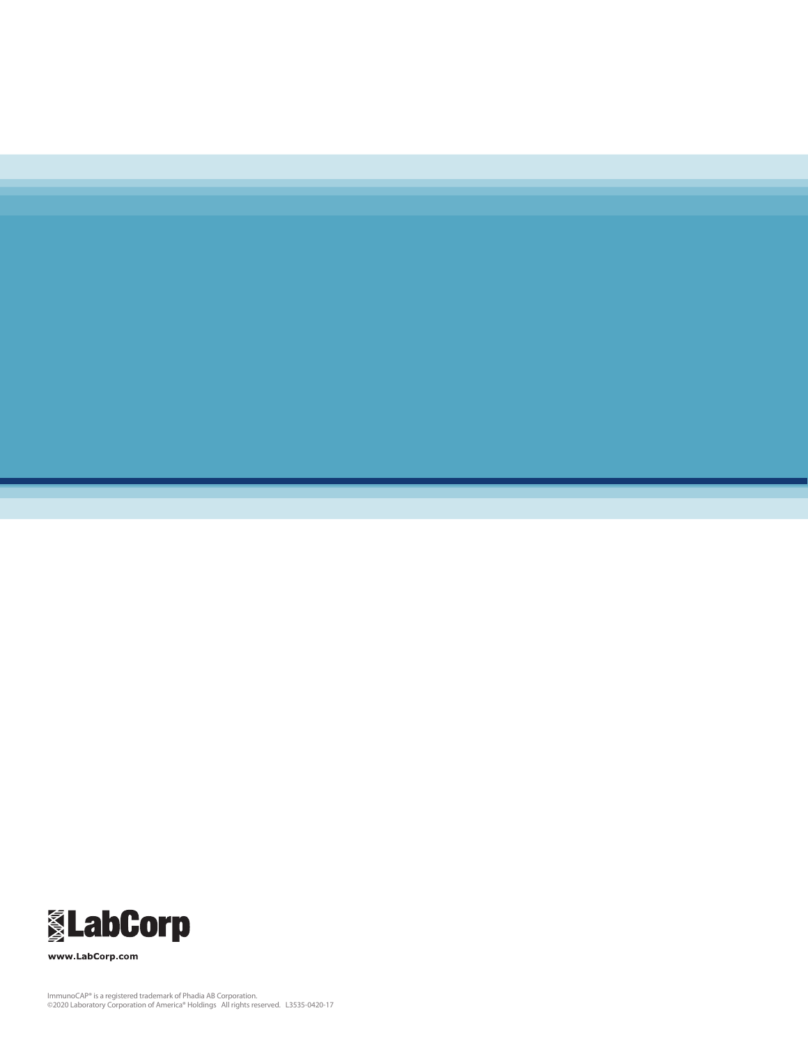LabCorp

**www.LabCorp.com**

ImmunoCAP® is a registered trademark of Phadia AB Corporation.
©2020 Laboratory Corporation of America® Holdings All rights reserved. L3535-0420-17